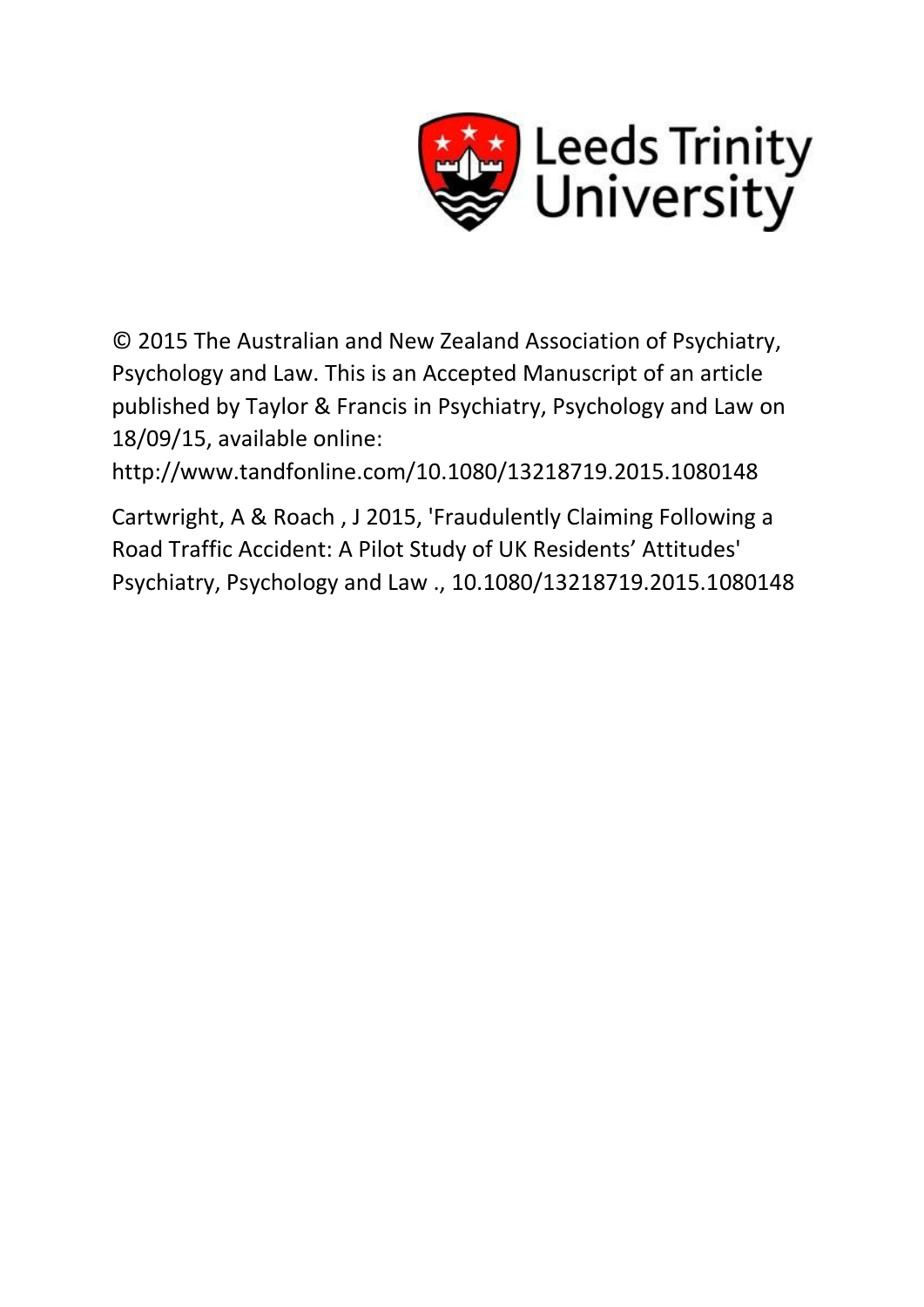Leeds Trinity University

© 2015 The Australian and New Zealand Association of Psychiatry, Psychology and Law. This is an Accepted Manuscript of an article published by Taylor & Francis in Psychiatry, Psychology and Law on 18/09/15, available online: http://www.tandfonline.com/10.1080/13218719.2015.1080148

Cartwright, A & Roach , J 2015, 'Fraudulently Claiming Following a Road Traffic Accident: A Pilot Study of UK Residents' Attitudes' Psychiatry, Psychology and Law ., 10.1080/13218719.2015.1080148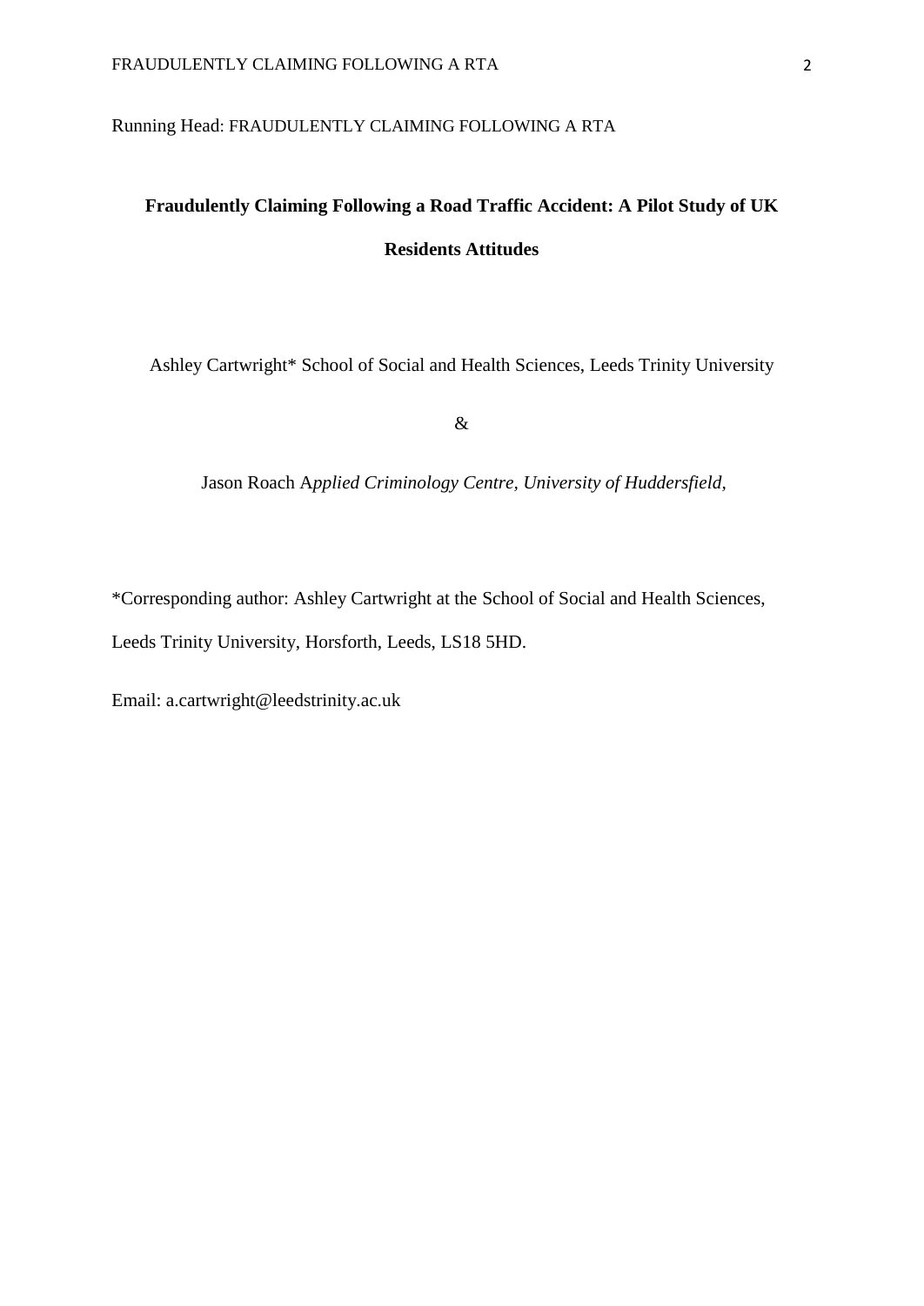Running Head: FRAUDULENTLY CLAIMING FOLLOWING A RTA

# Fraudulently Claiming Following a Road Traffic Accident: A Pilot Study of UK Residents Attitudes

Ashley Cartwright* School of Social and Health Sciences, Leeds Trinity University

&

Jason Roach A*pplied Criminology Centre, University of Huddersfield,*

*Corresponding author: Ashley Cartwright at the School of Social and Health Sciences, Leeds Trinity University, Horsforth, Leeds, LS18 5HD.

Email: a.cartwright@leedstrinity.ac.uk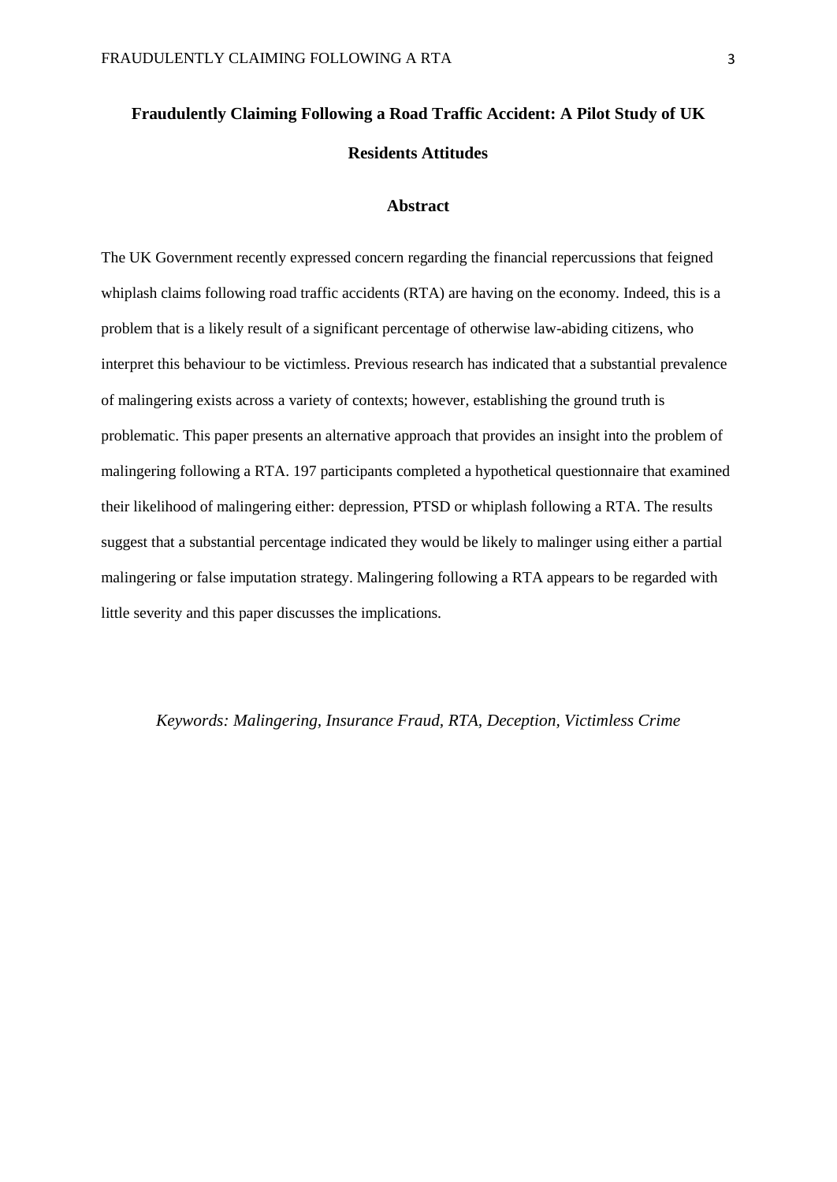# Fraudulently Claiming Following a Road Traffic Accident: A Pilot Study of UK Residents Attitudes

## Abstract

The UK Government recently expressed concern regarding the financial repercussions that feigned whiplash claims following road traffic accidents (RTA) are having on the economy. Indeed, this is a problem that is a likely result of a significant percentage of otherwise law-abiding citizens, who interpret this behaviour to be victimless. Previous research has indicated that a substantial prevalence of malingering exists across a variety of contexts; however, establishing the ground truth is problematic. This paper presents an alternative approach that provides an insight into the problem of malingering following a RTA. 197 participants completed a hypothetical questionnaire that examined their likelihood of malingering either: depression, PTSD or whiplash following a RTA. The results suggest that a substantial percentage indicated they would be likely to malinger using either a partial malingering or false imputation strategy. Malingering following a RTA appears to be regarded with little severity and this paper discusses the implications.

*Keywords: Malingering, Insurance Fraud, RTA, Deception, Victimless Crime*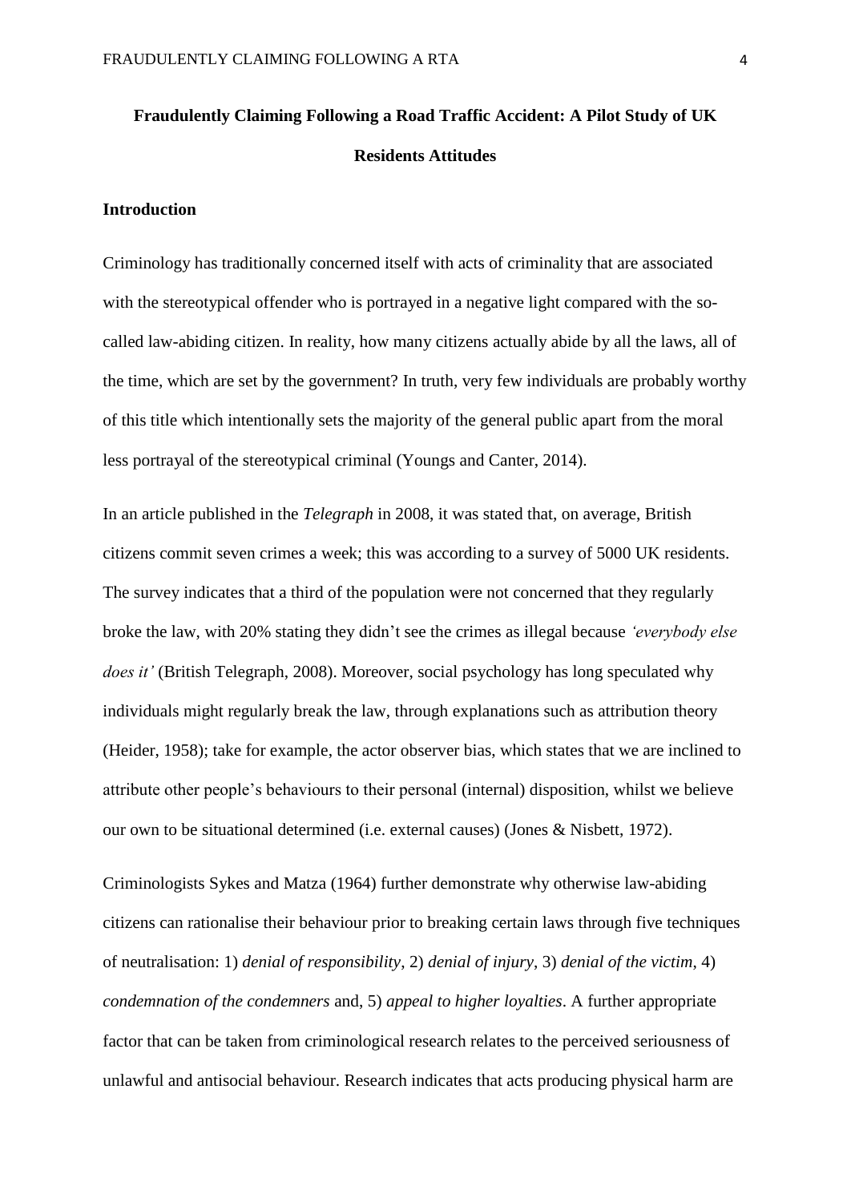# Fraudulently Claiming Following a Road Traffic Accident: A Pilot Study of UK Residents Attitudes

## Introduction

Criminology has traditionally concerned itself with acts of criminality that are associated with the stereotypical offender who is portrayed in a negative light compared with the so-called law-abiding citizen. In reality, how many citizens actually abide by all the laws, all of the time, which are set by the government? In truth, very few individuals are probably worthy of this title which intentionally sets the majority of the general public apart from the moral less portrayal of the stereotypical criminal (Youngs and Canter, 2014).

In an article published in the *Telegraph* in 2008, it was stated that, on average, British citizens commit seven crimes a week; this was according to a survey of 5000 UK residents. The survey indicates that a third of the population were not concerned that they regularly broke the law, with 20% stating they didn't see the crimes as illegal because *'everybody else does it'* (British Telegraph, 2008). Moreover, social psychology has long speculated why individuals might regularly break the law, through explanations such as attribution theory (Heider, 1958); take for example, the actor observer bias, which states that we are inclined to attribute other people's behaviours to their personal (internal) disposition, whilst we believe our own to be situational determined (i.e. external causes) (Jones & Nisbett, 1972).

Criminologists Sykes and Matza (1964) further demonstrate why otherwise law-abiding citizens can rationalise their behaviour prior to breaking certain laws through five techniques of neutralisation: 1) *denial of responsibility*, 2) *denial of injury*, 3) *denial of the victim*, 4) *condemnation of the condemners* and, 5) *appeal to higher loyalties*. A further appropriate factor that can be taken from criminological research relates to the perceived seriousness of unlawful and antisocial behaviour. Research indicates that acts producing physical harm are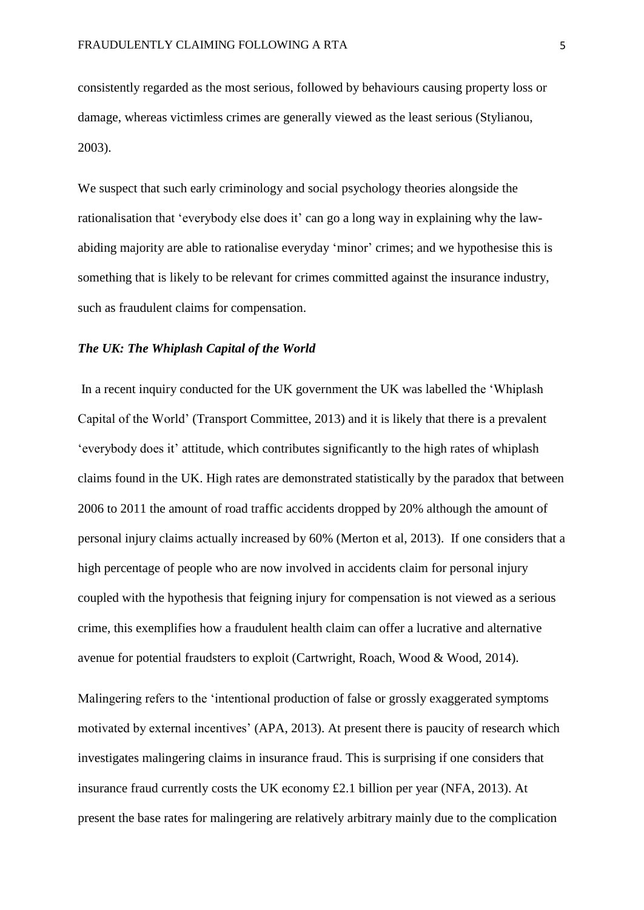consistently regarded as the most serious, followed by behaviours causing property loss or damage, whereas victimless crimes are generally viewed as the least serious (Stylianou, 2003).

We suspect that such early criminology and social psychology theories alongside the rationalisation that 'everybody else does it' can go a long way in explaining why the law-abiding majority are able to rationalise everyday 'minor' crimes; and we hypothesise this is something that is likely to be relevant for crimes committed against the insurance industry, such as fraudulent claims for compensation.

### *The UK: The Whiplash Capital of the World*

In a recent inquiry conducted for the UK government the UK was labelled the 'Whiplash Capital of the World' (Transport Committee, 2013) and it is likely that there is a prevalent 'everybody does it' attitude, which contributes significantly to the high rates of whiplash claims found in the UK. High rates are demonstrated statistically by the paradox that between 2006 to 2011 the amount of road traffic accidents dropped by 20% although the amount of personal injury claims actually increased by 60% (Merton et al, 2013). If one considers that a high percentage of people who are now involved in accidents claim for personal injury coupled with the hypothesis that feigning injury for compensation is not viewed as a serious crime, this exemplifies how a fraudulent health claim can offer a lucrative and alternative avenue for potential fraudsters to exploit (Cartwright, Roach, Wood & Wood, 2014).

Malingering refers to the 'intentional production of false or grossly exaggerated symptoms motivated by external incentives' (APA, 2013). At present there is paucity of research which investigates malingering claims in insurance fraud. This is surprising if one considers that insurance fraud currently costs the UK economy £2.1 billion per year (NFA, 2013). At present the base rates for malingering are relatively arbitrary mainly due to the complication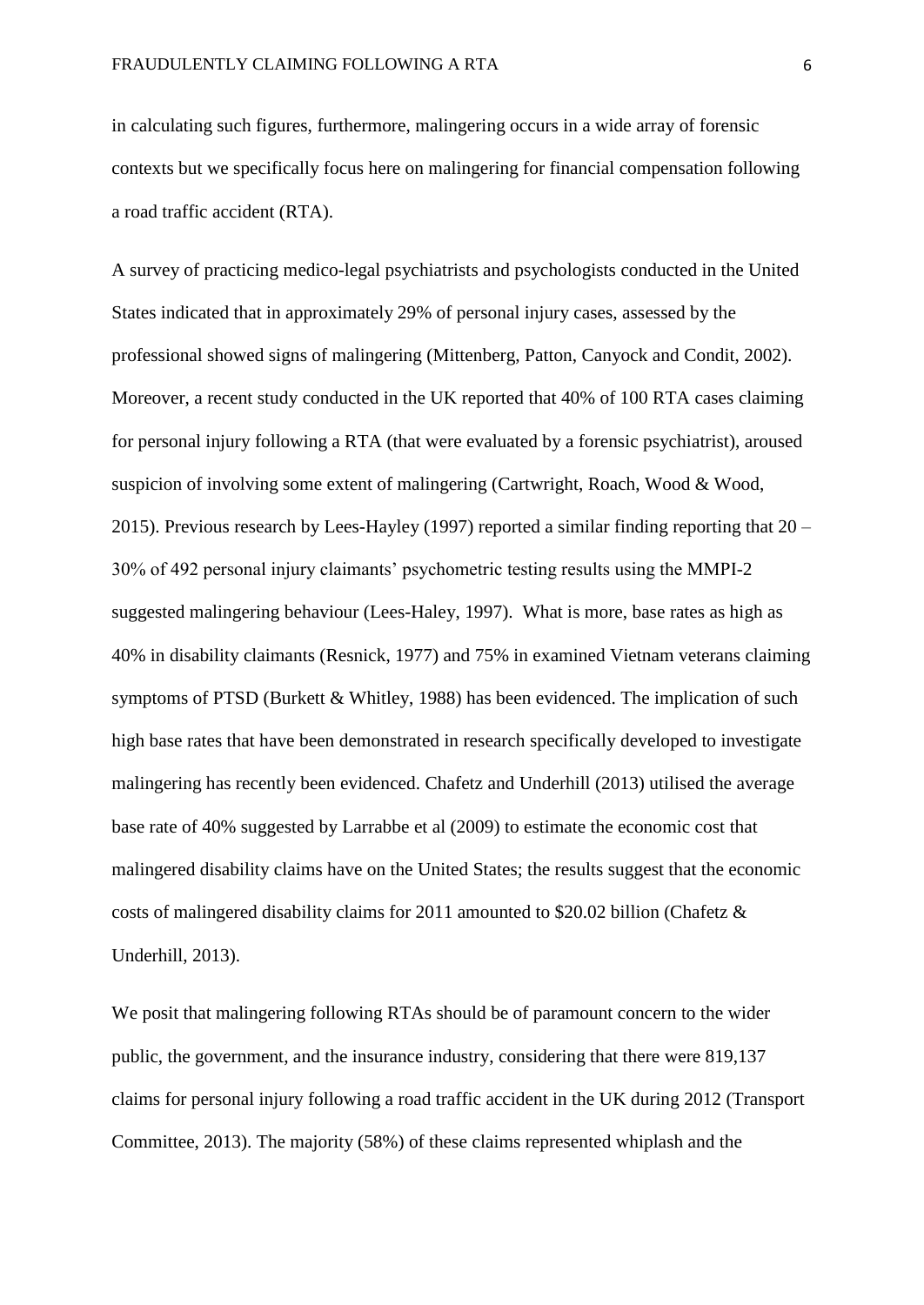in calculating such figures, furthermore, malingering occurs in a wide array of forensic contexts but we specifically focus here on malingering for financial compensation following a road traffic accident (RTA).

A survey of practicing medico-legal psychiatrists and psychologists conducted in the United States indicated that in approximately 29% of personal injury cases, assessed by the professional showed signs of malingering (Mittenberg, Patton, Canyock and Condit, 2002). Moreover, a recent study conducted in the UK reported that 40% of 100 RTA cases claiming for personal injury following a RTA (that were evaluated by a forensic psychiatrist), aroused suspicion of involving some extent of malingering (Cartwright, Roach, Wood & Wood, 2015). Previous research by Lees-Hayley (1997) reported a similar finding reporting that 20 – 30% of 492 personal injury claimants' psychometric testing results using the MMPI-2 suggested malingering behaviour (Lees-Haley, 1997). What is more, base rates as high as 40% in disability claimants (Resnick, 1977) and 75% in examined Vietnam veterans claiming symptoms of PTSD (Burkett & Whitley, 1988) has been evidenced. The implication of such high base rates that have been demonstrated in research specifically developed to investigate malingering has recently been evidenced. Chafetz and Underhill (2013) utilised the average base rate of 40% suggested by Larrabbe et al (2009) to estimate the economic cost that malingered disability claims have on the United States; the results suggest that the economic costs of malingered disability claims for 2011 amounted to $20.02 billion (Chafetz & Underhill, 2013).

We posit that malingering following RTAs should be of paramount concern to the wider public, the government, and the insurance industry, considering that there were 819,137 claims for personal injury following a road traffic accident in the UK during 2012 (Transport Committee, 2013). The majority (58%) of these claims represented whiplash and the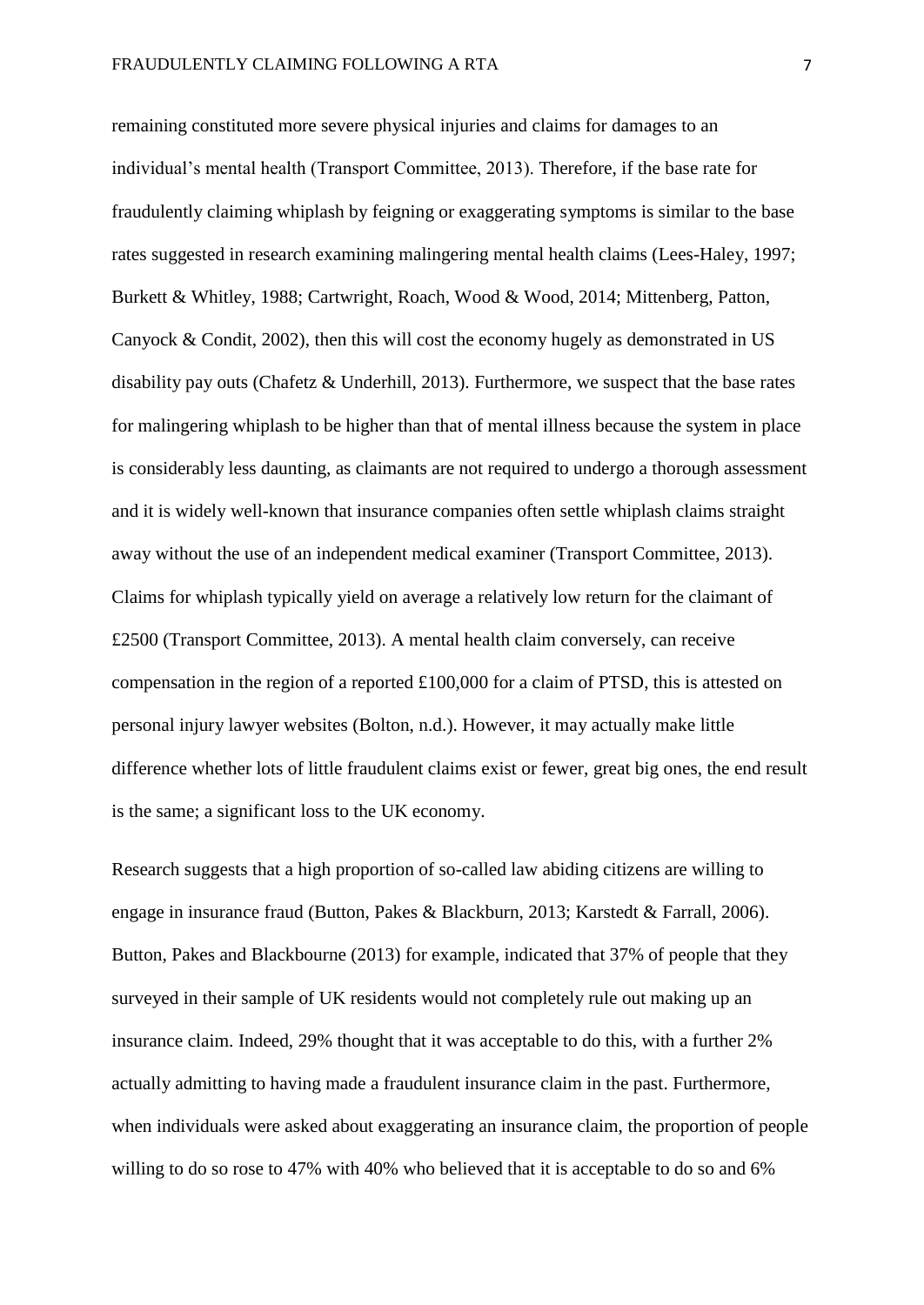remaining constituted more severe physical injuries and claims for damages to an individual's mental health (Transport Committee, 2013). Therefore, if the base rate for fraudulently claiming whiplash by feigning or exaggerating symptoms is similar to the base rates suggested in research examining malingering mental health claims (Lees-Haley, 1997; Burkett & Whitley, 1988; Cartwright, Roach, Wood & Wood, 2014; Mittenberg, Patton, Canyock & Condit, 2002), then this will cost the economy hugely as demonstrated in US disability pay outs (Chafetz & Underhill, 2013). Furthermore, we suspect that the base rates for malingering whiplash to be higher than that of mental illness because the system in place is considerably less daunting, as claimants are not required to undergo a thorough assessment and it is widely well-known that insurance companies often settle whiplash claims straight away without the use of an independent medical examiner (Transport Committee, 2013). Claims for whiplash typically yield on average a relatively low return for the claimant of £2500 (Transport Committee, 2013). A mental health claim conversely, can receive compensation in the region of a reported £100,000 for a claim of PTSD, this is attested on personal injury lawyer websites (Bolton, n.d.). However, it may actually make little difference whether lots of little fraudulent claims exist or fewer, great big ones, the end result is the same; a significant loss to the UK economy.

Research suggests that a high proportion of so-called law abiding citizens are willing to engage in insurance fraud (Button, Pakes & Blackburn, 2013; Karstedt & Farrall, 2006). Button, Pakes and Blackbourne (2013) for example, indicated that 37% of people that they surveyed in their sample of UK residents would not completely rule out making up an insurance claim. Indeed, 29% thought that it was acceptable to do this, with a further 2% actually admitting to having made a fraudulent insurance claim in the past. Furthermore, when individuals were asked about exaggerating an insurance claim, the proportion of people willing to do so rose to 47% with 40% who believed that it is acceptable to do so and 6%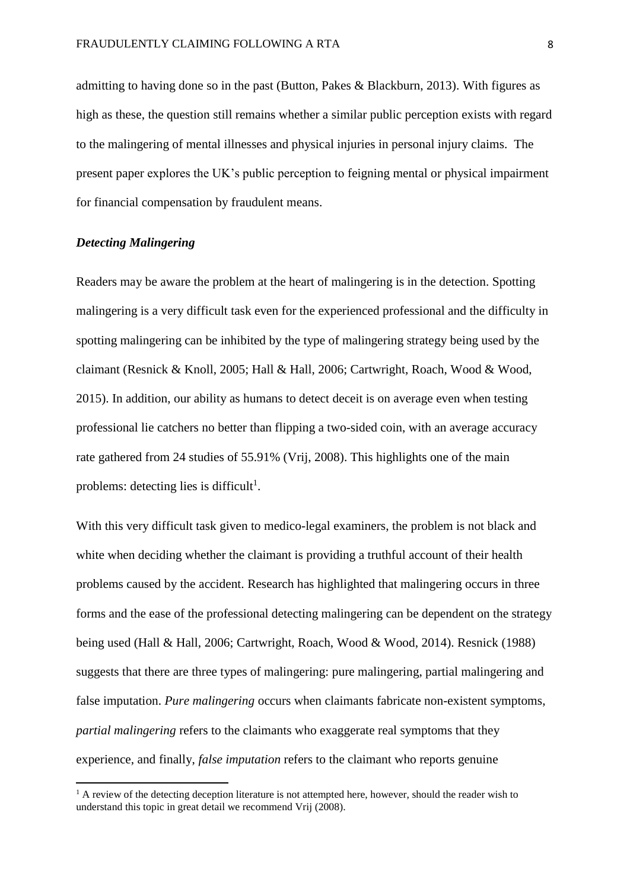admitting to having done so in the past (Button, Pakes & Blackburn, 2013). With figures as high as these, the question still remains whether a similar public perception exists with regard to the malingering of mental illnesses and physical injuries in personal injury claims. The present paper explores the UK's public perception to feigning mental or physical impairment for financial compensation by fraudulent means.

### *Detecting Malingering*

Readers may be aware the problem at the heart of malingering is in the detection. Spotting malingering is a very difficult task even for the experienced professional and the difficulty in spotting malingering can be inhibited by the type of malingering strategy being used by the claimant (Resnick & Knoll, 2005; Hall & Hall, 2006; Cartwright, Roach, Wood & Wood, 2015). In addition, our ability as humans to detect deceit is on average even when testing professional lie catchers no better than flipping a two-sided coin, with an average accuracy rate gathered from 24 studies of 55.91% (Vrij, 2008). This highlights one of the main problems: detecting lies is difficult[1].

With this very difficult task given to medico-legal examiners, the problem is not black and white when deciding whether the claimant is providing a truthful account of their health problems caused by the accident. Research has highlighted that malingering occurs in three forms and the ease of the professional detecting malingering can be dependent on the strategy being used (Hall & Hall, 2006; Cartwright, Roach, Wood & Wood, 2014). Resnick (1988) suggests that there are three types of malingering: pure malingering, partial malingering and false imputation. *Pure malingering* occurs when claimants fabricate non-existent symptoms, *partial malingering* refers to the claimants who exaggerate real symptoms that they experience, and finally, *false imputation* refers to the claimant who reports genuine

[1] A review of the detecting deception literature is not attempted here, however, should the reader wish to understand this topic in great detail we recommend Vrij (2008).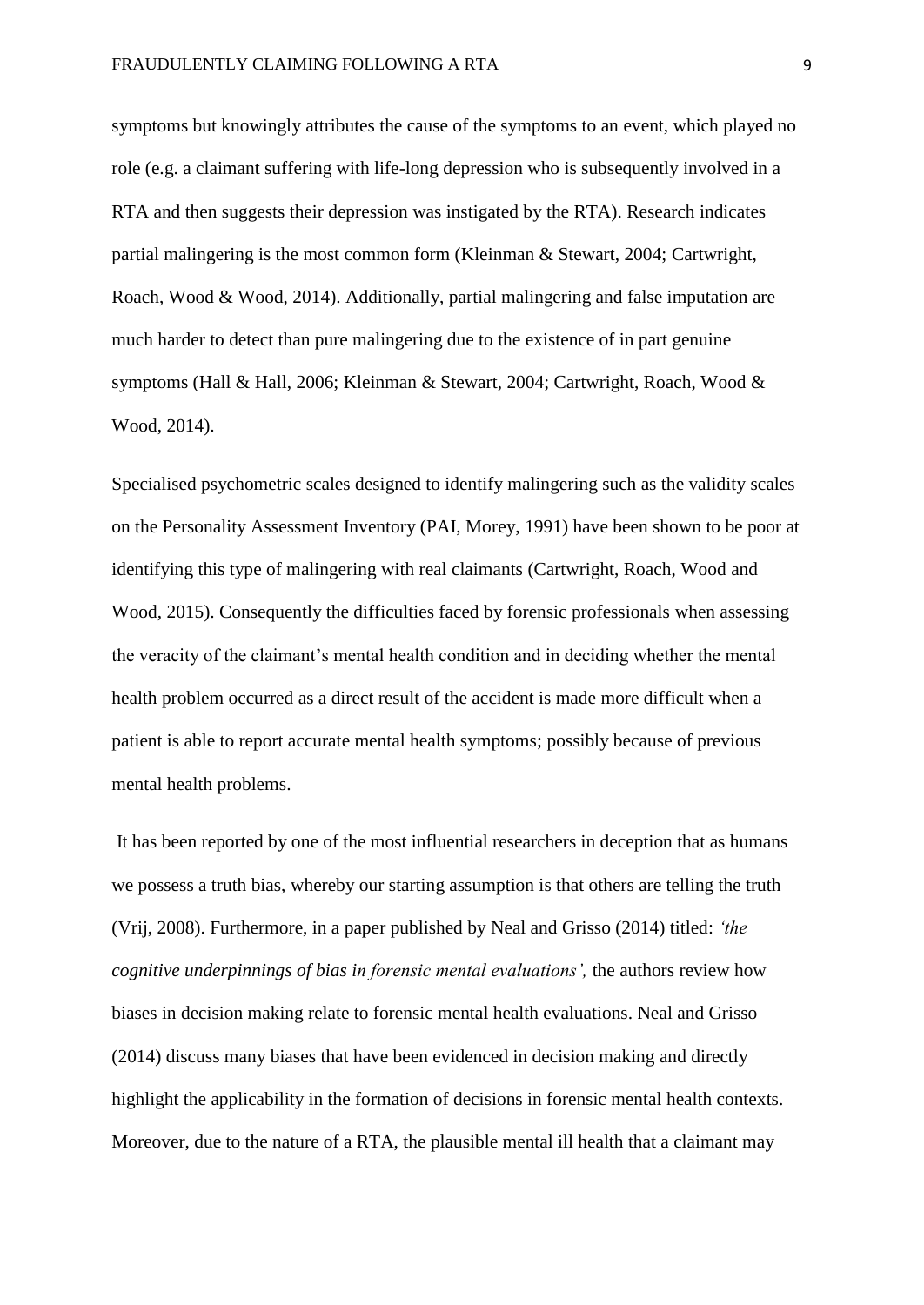symptoms but knowingly attributes the cause of the symptoms to an event, which played no role (e.g. a claimant suffering with life-long depression who is subsequently involved in a RTA and then suggests their depression was instigated by the RTA). Research indicates partial malingering is the most common form (Kleinman & Stewart, 2004; Cartwright, Roach, Wood & Wood, 2014). Additionally, partial malingering and false imputation are much harder to detect than pure malingering due to the existence of in part genuine symptoms (Hall & Hall, 2006; Kleinman & Stewart, 2004; Cartwright, Roach, Wood & Wood, 2014).

Specialised psychometric scales designed to identify malingering such as the validity scales on the Personality Assessment Inventory (PAI, Morey, 1991) have been shown to be poor at identifying this type of malingering with real claimants (Cartwright, Roach, Wood and Wood, 2015). Consequently the difficulties faced by forensic professionals when assessing the veracity of the claimant's mental health condition and in deciding whether the mental health problem occurred as a direct result of the accident is made more difficult when a patient is able to report accurate mental health symptoms; possibly because of previous mental health problems.

It has been reported by one of the most influential researchers in deception that as humans we possess a truth bias, whereby our starting assumption is that others are telling the truth (Vrij, 2008). Furthermore, in a paper published by Neal and Grisso (2014) titled: *'the cognitive underpinnings of bias in forensic mental evaluations',* the authors review how biases in decision making relate to forensic mental health evaluations. Neal and Grisso (2014) discuss many biases that have been evidenced in decision making and directly highlight the applicability in the formation of decisions in forensic mental health contexts. Moreover, due to the nature of a RTA, the plausible mental ill health that a claimant may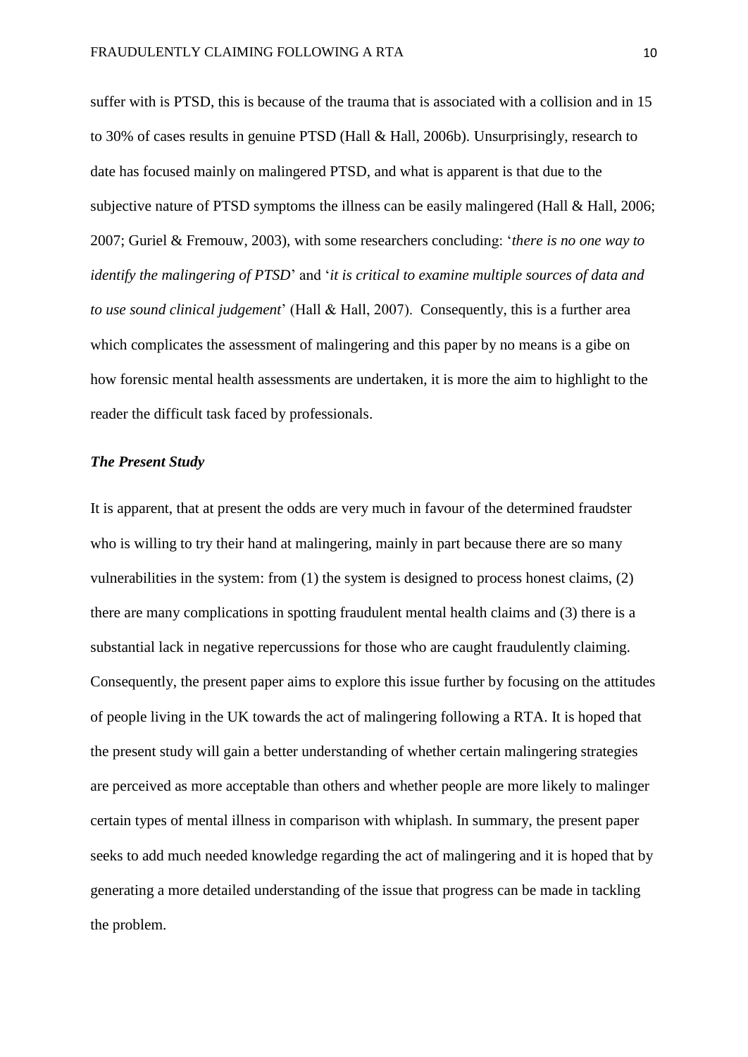suffer with is PTSD, this is because of the trauma that is associated with a collision and in 15 to 30% of cases results in genuine PTSD (Hall & Hall, 2006b). Unsurprisingly, research to date has focused mainly on malingered PTSD, and what is apparent is that due to the subjective nature of PTSD symptoms the illness can be easily malingered (Hall & Hall, 2006; 2007; Guriel & Fremouw, 2003), with some researchers concluding: '*there is no one way to identify the malingering of PTSD*' and '*it is critical to examine multiple sources of data and to use sound clinical judgement*' (Hall & Hall, 2007). Consequently, this is a further area which complicates the assessment of malingering and this paper by no means is a gibe on how forensic mental health assessments are undertaken, it is more the aim to highlight to the reader the difficult task faced by professionals.

***The Present Study***

It is apparent, that at present the odds are very much in favour of the determined fraudster who is willing to try their hand at malingering, mainly in part because there are so many vulnerabilities in the system: from (1) the system is designed to process honest claims, (2) there are many complications in spotting fraudulent mental health claims and (3) there is a substantial lack in negative repercussions for those who are caught fraudulently claiming. Consequently, the present paper aims to explore this issue further by focusing on the attitudes of people living in the UK towards the act of malingering following a RTA. It is hoped that the present study will gain a better understanding of whether certain malingering strategies are perceived as more acceptable than others and whether people are more likely to malinger certain types of mental illness in comparison with whiplash. In summary, the present paper seeks to add much needed knowledge regarding the act of malingering and it is hoped that by generating a more detailed understanding of the issue that progress can be made in tackling the problem.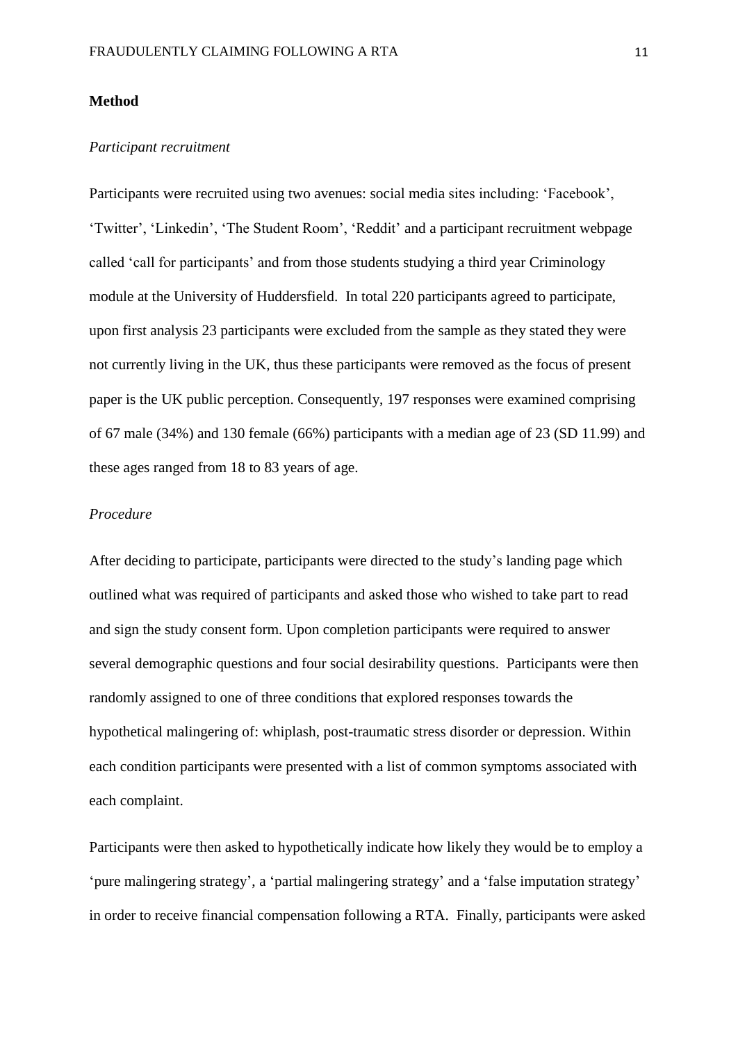**Method**

*Participant recruitment*

Participants were recruited using two avenues: social media sites including: 'Facebook', 'Twitter', 'Linkedin', 'The Student Room', 'Reddit' and a participant recruitment webpage called 'call for participants' and from those students studying a third year Criminology module at the University of Huddersfield. In total 220 participants agreed to participate, upon first analysis 23 participants were excluded from the sample as they stated they were not currently living in the UK, thus these participants were removed as the focus of present paper is the UK public perception. Consequently, 197 responses were examined comprising of 67 male (34%) and 130 female (66%) participants with a median age of 23 (SD 11.99) and these ages ranged from 18 to 83 years of age.

*Procedure*

After deciding to participate, participants were directed to the study's landing page which outlined what was required of participants and asked those who wished to take part to read and sign the study consent form. Upon completion participants were required to answer several demographic questions and four social desirability questions. Participants were then randomly assigned to one of three conditions that explored responses towards the hypothetical malingering of: whiplash, post-traumatic stress disorder or depression. Within each condition participants were presented with a list of common symptoms associated with each complaint.

Participants were then asked to hypothetically indicate how likely they would be to employ a 'pure malingering strategy', a 'partial malingering strategy' and a 'false imputation strategy' in order to receive financial compensation following a RTA. Finally, participants were asked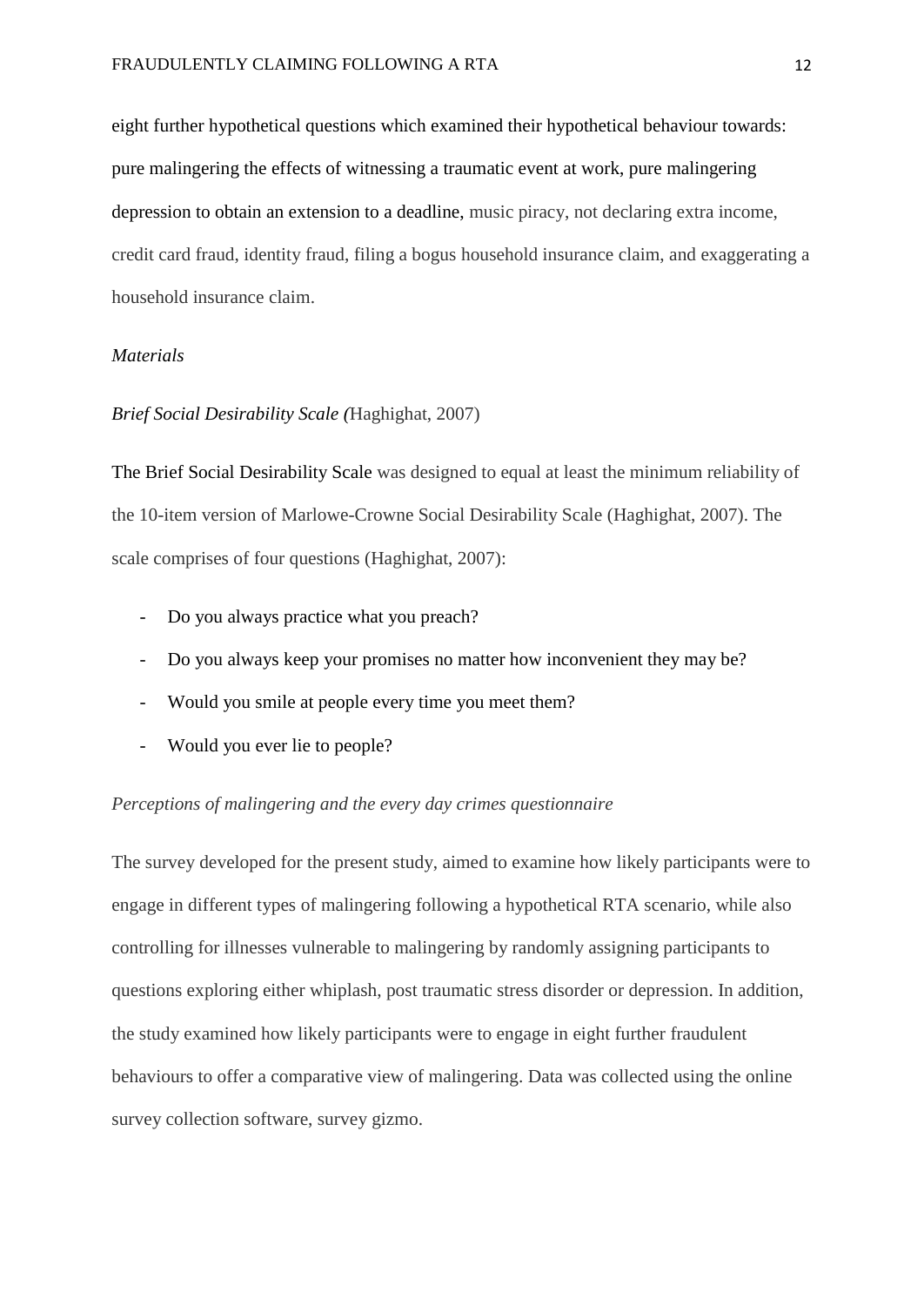eight further hypothetical questions which examined their hypothetical behaviour towards: pure malingering the effects of witnessing a traumatic event at work, pure malingering depression to obtain an extension to a deadline, music piracy, not declaring extra income, credit card fraud, identity fraud, filing a bogus household insurance claim, and exaggerating a household insurance claim.

*Materials*

*Brief Social Desirability Scale (*Haghighat, 2007)

The Brief Social Desirability Scale was designed to equal at least the minimum reliability of the 10-item version of Marlowe-Crowne Social Desirability Scale (Haghighat, 2007). The scale comprises of four questions (Haghighat, 2007):

- Do you always practice what you preach?
- Do you always keep your promises no matter how inconvenient they may be?
- Would you smile at people every time you meet them?
- Would you ever lie to people?

*Perceptions of malingering and the every day crimes questionnaire*

The survey developed for the present study, aimed to examine how likely participants were to engage in different types of malingering following a hypothetical RTA scenario, while also controlling for illnesses vulnerable to malingering by randomly assigning participants to questions exploring either whiplash, post traumatic stress disorder or depression. In addition, the study examined how likely participants were to engage in eight further fraudulent behaviours to offer a comparative view of malingering. Data was collected using the online survey collection software, survey gizmo.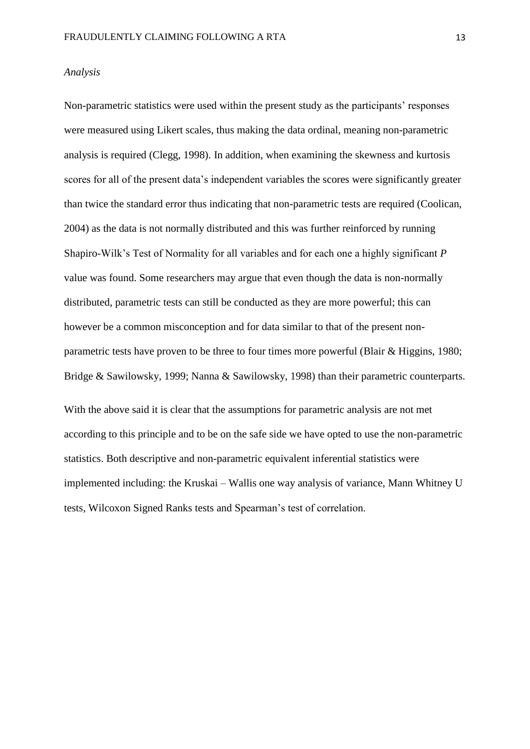*Analysis*

Non-parametric statistics were used within the present study as the participants' responses were measured using Likert scales, thus making the data ordinal, meaning non-parametric analysis is required (Clegg, 1998). In addition, when examining the skewness and kurtosis scores for all of the present data's independent variables the scores were significantly greater than twice the standard error thus indicating that non-parametric tests are required (Coolican, 2004) as the data is not normally distributed and this was further reinforced by running Shapiro-Wilk's Test of Normality for all variables and for each one a highly significant *P* value was found. Some researchers may argue that even though the data is non-normally distributed, parametric tests can still be conducted as they are more powerful; this can however be a common misconception and for data similar to that of the present non-parametric tests have proven to be three to four times more powerful (Blair & Higgins, 1980; Bridge & Sawilowsky, 1999; Nanna & Sawilowsky, 1998) than their parametric counterparts.

With the above said it is clear that the assumptions for parametric analysis are not met according to this principle and to be on the safe side we have opted to use the non-parametric statistics. Both descriptive and non-parametric equivalent inferential statistics were implemented including: the Kruskai – Wallis one way analysis of variance, Mann Whitney U tests, Wilcoxon Signed Ranks tests and Spearman's test of correlation.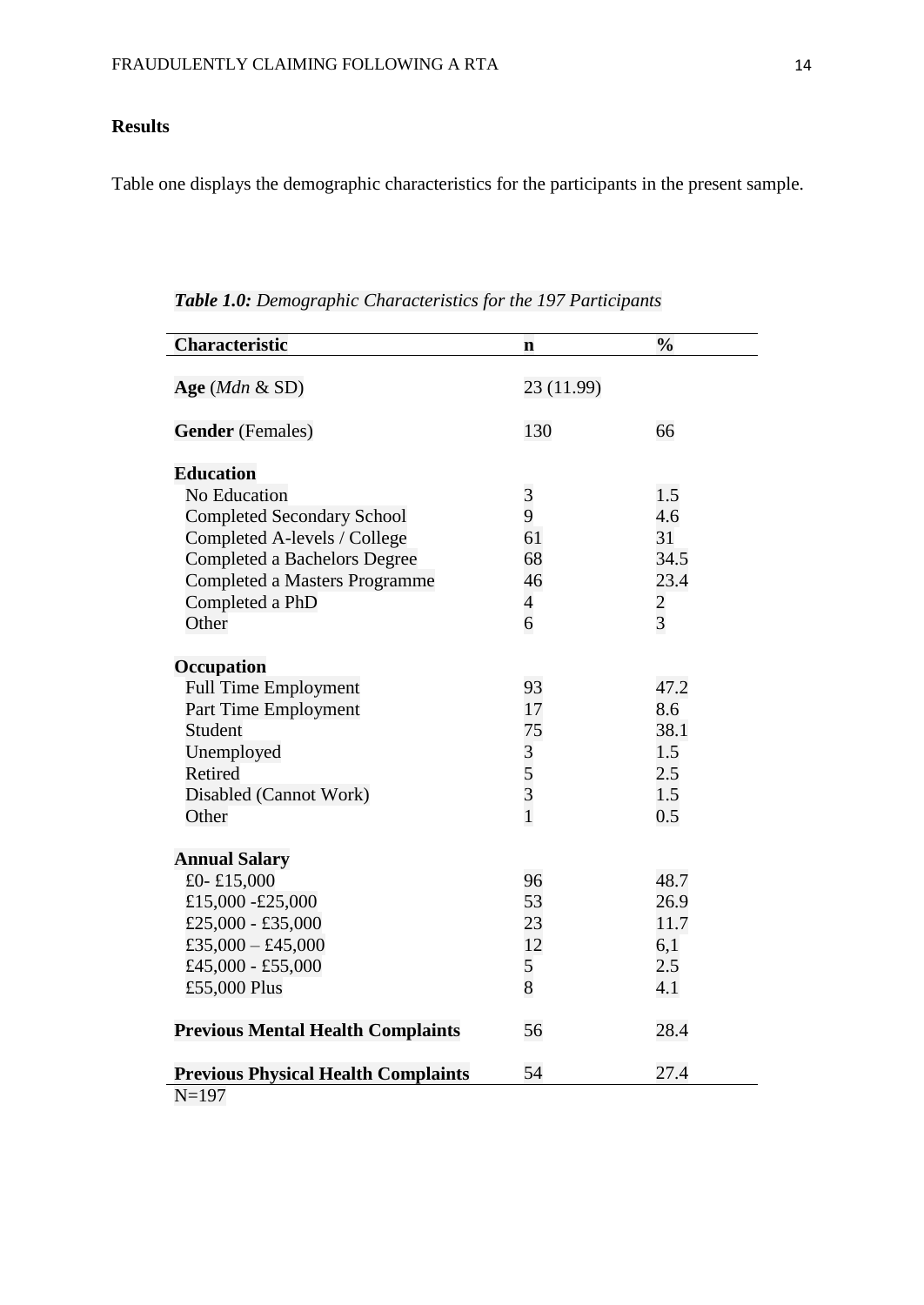## Results

Table one displays the demographic characteristics for the participants in the present sample.

***Table 1.0:*** *Demographic Characteristics for the 197 Participants*

| Characteristic | n | % |
|---|---|---|
| **Age** (*Mdn* & SD) | 23 (11.99) | |
| **Gender** (Females) | 130 | 66 |
| **Education** | | |
| No Education | 3 | 1.5 |
| Completed Secondary School | 9 | 4.6 |
| Completed A-levels / College | 61 | 31 |
| Completed a Bachelors Degree | 68 | 34.5 |
| Completed a Masters Programme | 46 | 23.4 |
| Completed a PhD | 4 | 2 |
| Other | 6 | 3 |
| **Occupation** | | |
| Full Time Employment | 93 | 47.2 |
| Part Time Employment | 17 | 8.6 |
| Student | 75 | 38.1 |
| Unemployed | 3 | 1.5 |
| Retired | 5 | 2.5 |
| Disabled (Cannot Work) | 3 | 1.5 |
| Other | 1 | 0.5 |
| **Annual Salary** | | |
| £0- £15,000 | 96 | 48.7 |
| £15,000 -£25,000 | 53 | 26.9 |
| £25,000 - £35,000 | 23 | 11.7 |
| £35,000 – £45,000 | 12 | 6,1 |
| £45,000 - £55,000 | 5 | 2.5 |
| £55,000 Plus | 8 | 4.1 |
| **Previous Mental Health Complaints** | 56 | 28.4 |
| **Previous Physical Health Complaints** | 54 | 27.4 |

N=197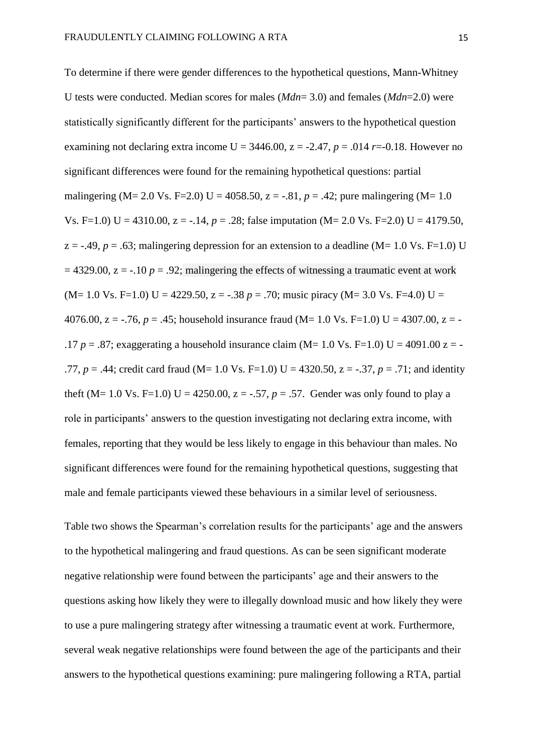To determine if there were gender differences to the hypothetical questions, Mann-Whitney U tests were conducted. Median scores for males (*Mdn*= 3.0) and females (*Mdn*=2.0) were statistically significantly different for the participants' answers to the hypothetical question examining not declaring extra income U = 3446.00, z = -2.47, *p* = .014 *r*=-0.18. However no significant differences were found for the remaining hypothetical questions: partial malingering (M= 2.0 Vs. F=2.0) U = 4058.50, z = -.81, *p* = .42; pure malingering (M= 1.0 Vs. F=1.0) U = 4310.00, z = -.14, *p* = .28; false imputation (M= 2.0 Vs. F=2.0) U = 4179.50, z = -.49, *p* = .63; malingering depression for an extension to a deadline (M= 1.0 Vs. F=1.0) U = 4329.00, z = -.10 *p* = .92; malingering the effects of witnessing a traumatic event at work (M= 1.0 Vs. F=1.0) U = 4229.50, z = -.38 *p* = .70; music piracy (M= 3.0 Vs. F=4.0) U = 4076.00, z = -.76, *p* = .45; household insurance fraud (M= 1.0 Vs. F=1.0) U = 4307.00, z = -.17 *p* = .87; exaggerating a household insurance claim (M= 1.0 Vs. F=1.0) U = 4091.00 z = -.77, *p* = .44; credit card fraud (M= 1.0 Vs. F=1.0) U = 4320.50, z = -.37, *p* = .71; and identity theft (M= 1.0 Vs. F=1.0) U = 4250.00, z = -.57, *p* = .57. Gender was only found to play a role in participants' answers to the question investigating not declaring extra income, with females, reporting that they would be less likely to engage in this behaviour than males. No significant differences were found for the remaining hypothetical questions, suggesting that male and female participants viewed these behaviours in a similar level of seriousness.

Table two shows the Spearman's correlation results for the participants' age and the answers to the hypothetical malingering and fraud questions. As can be seen significant moderate negative relationship were found between the participants' age and their answers to the questions asking how likely they were to illegally download music and how likely they were to use a pure malingering strategy after witnessing a traumatic event at work. Furthermore, several weak negative relationships were found between the age of the participants and their answers to the hypothetical questions examining: pure malingering following a RTA, partial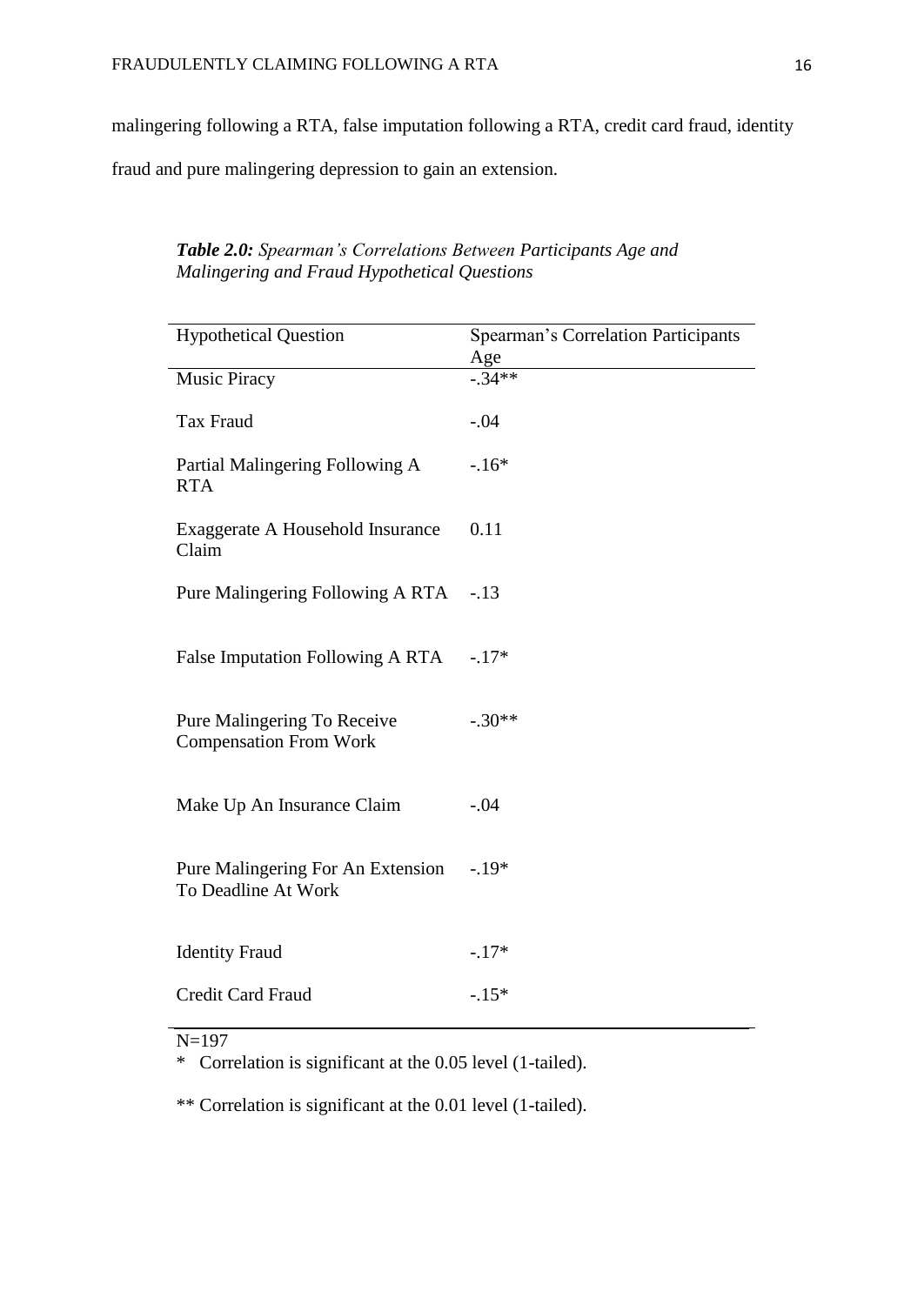malingering following a RTA, false imputation following a RTA, credit card fraud, identity fraud and pure malingering depression to gain an extension.

***Table 2.0:*** *Spearman's Correlations Between Participants Age and Malingering and Fraud Hypothetical Questions*

| Hypothetical Question | Spearman's Correlation Participants Age |
|---|---|
| Music Piracy | -.34** |
| Tax Fraud | -.04 |
| Partial Malingering Following A RTA | -.16* |
| Exaggerate A Household Insurance Claim | 0.11 |
| Pure Malingering Following A RTA | -.13 |
| False Imputation Following A RTA | -.17* |
| Pure Malingering To Receive Compensation From Work | -.30** |
| Make Up An Insurance Claim | -.04 |
| Pure Malingering For An Extension To Deadline At Work | -.19* |
| Identity Fraud | -.17* |
| Credit Card Fraud | -.15* |

N=197

\* Correlation is significant at the 0.05 level (1-tailed).

** Correlation is significant at the 0.01 level (1-tailed).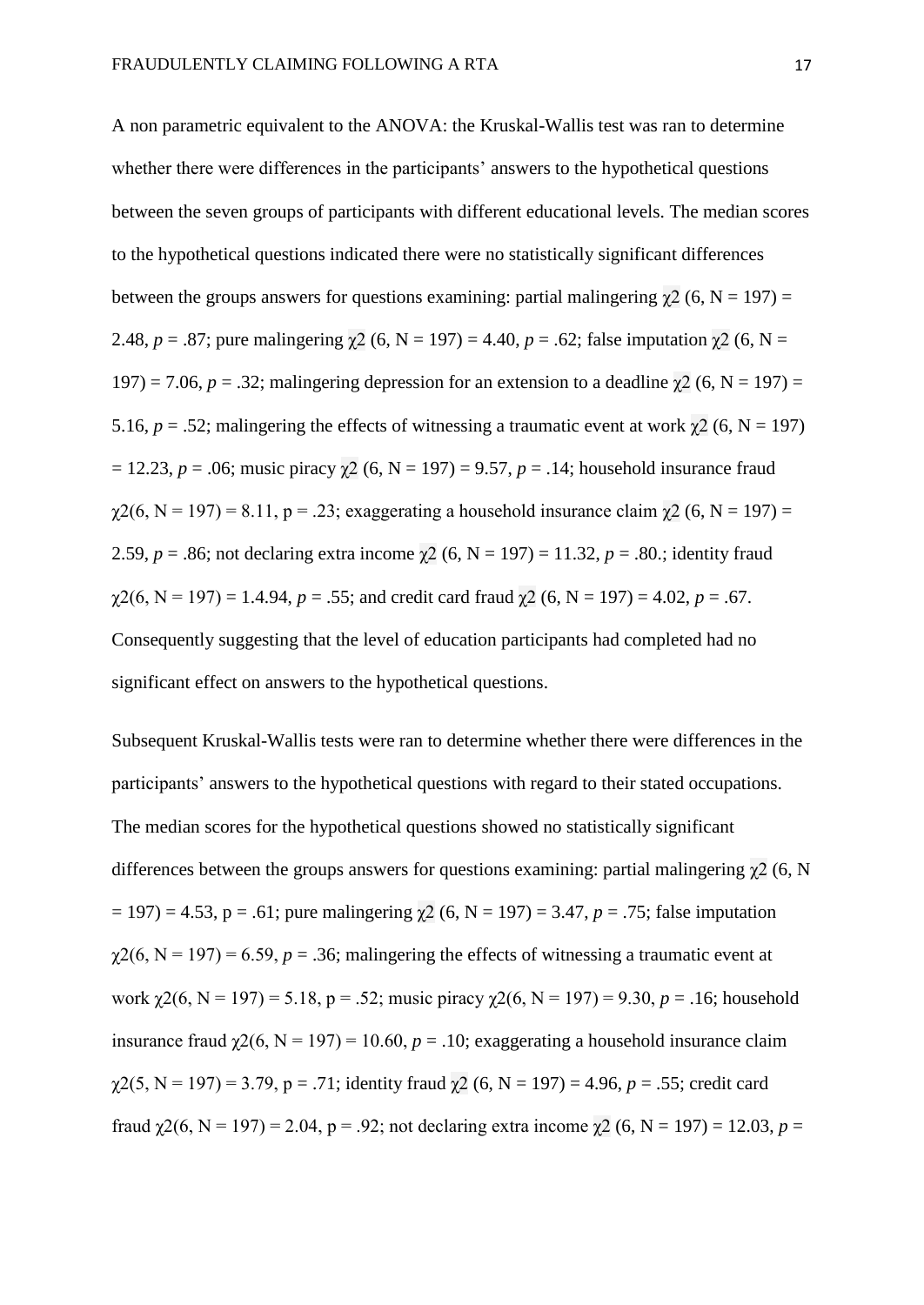A non parametric equivalent to the ANOVA: the Kruskal-Wallis test was ran to determine whether there were differences in the participants' answers to the hypothetical questions between the seven groups of participants with different educational levels. The median scores to the hypothetical questions indicated there were no statistically significant differences between the groups answers for questions examining: partial malingering $\chi2$ (6, N = 197) = 2.48, *p* = .87; pure malingering $\chi2$ (6, N = 197) = 4.40, *p* = .62; false imputation $\chi2$ (6, N = 197) = 7.06, *p* = .32; malingering depression for an extension to a deadline $\chi2$ (6, N = 197) = 5.16, *p* = .52; malingering the effects of witnessing a traumatic event at work $\chi2$ (6, N = 197) = 12.23, *p* = .06; music piracy $\chi2$ (6, N = 197) = 9.57, *p* = .14; household insurance fraud $\chi2$(6, N = 197) = 8.11, p = .23; exaggerating a household insurance claim $\chi2$ (6, N = 197) = 2.59, *p* = .86; not declaring extra income $\chi2$ (6, N = 197) = 11.32, *p* = .80.; identity fraud $\chi2$(6, N = 197) = 1.4.94, *p* = .55; and credit card fraud $\chi2$ (6, N = 197) = 4.02, *p* = .67. Consequently suggesting that the level of education participants had completed had no significant effect on answers to the hypothetical questions.

Subsequent Kruskal-Wallis tests were ran to determine whether there were differences in the participants' answers to the hypothetical questions with regard to their stated occupations. The median scores for the hypothetical questions showed no statistically significant differences between the groups answers for questions examining: partial malingering $\chi2$ (6, N = 197) = 4.53, p = .61; pure malingering $\chi2$ (6, N = 197) = 3.47, *p* = .75; false imputation $\chi2$(6, N = 197) = 6.59, *p* = .36; malingering the effects of witnessing a traumatic event at work $\chi2$(6, N = 197) = 5.18, p = .52; music piracy $\chi2$(6, N = 197) = 9.30, *p* = .16; household insurance fraud $\chi2$(6, N = 197) = 10.60, *p* = .10; exaggerating a household insurance claim $\chi2$(5, N = 197) = 3.79, p = .71; identity fraud $\chi2$ (6, N = 197) = 4.96, *p* = .55; credit card fraud $\chi2$(6, N = 197) = 2.04, p = .92; not declaring extra income $\chi2$ (6, N = 197) = 12.03, *p* =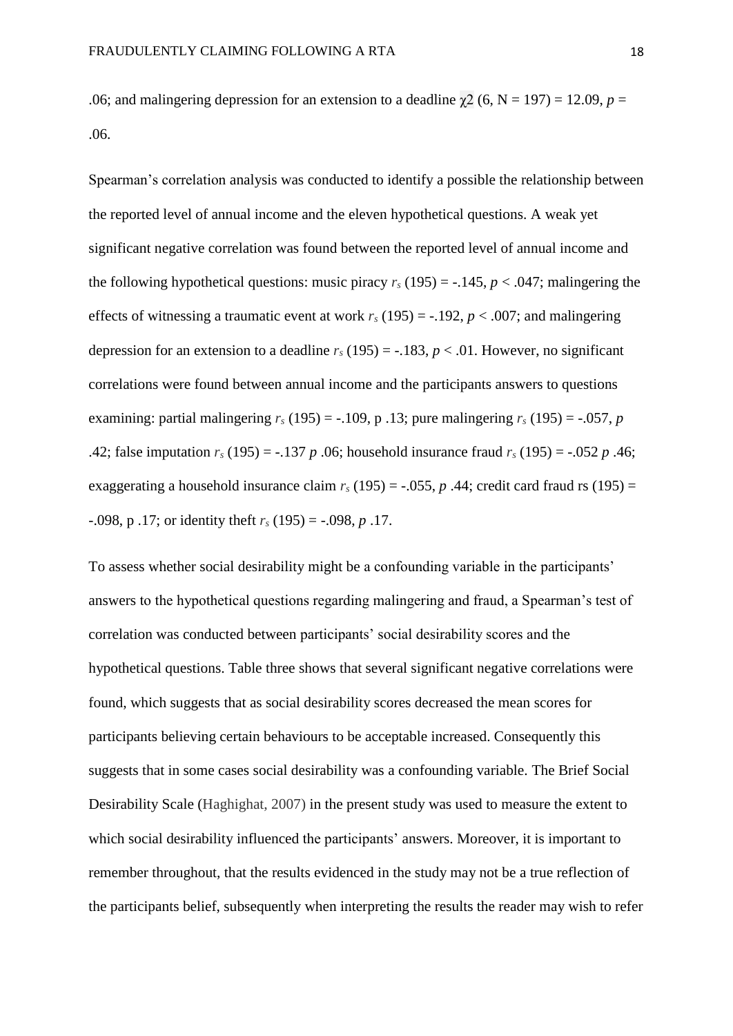.06; and malingering depression for an extension to a deadline $\chi2$ (6, N = 197) = 12.09, *p* = .06.

Spearman's correlation analysis was conducted to identify a possible the relationship between the reported level of annual income and the eleven hypothetical questions. A weak yet significant negative correlation was found between the reported level of annual income and the following hypothetical questions: music piracy $r_s$ (195) = -.145, $p < .047$; malingering the effects of witnessing a traumatic event at work $r_s$ (195) = -.192, $p < .007$; and malingering depression for an extension to a deadline $r_s$ (195) = -.183, $p < .01$. However, no significant correlations were found between annual income and the participants answers to questions examining: partial malingering $r_s$ (195) = -.109, p .13; pure malingering $r_s$ (195) = -.057, *p* .42; false imputation $r_s$ (195) = -.137 *p* .06; household insurance fraud $r_s$ (195) = -.052 *p* .46; exaggerating a household insurance claim $r_s$ (195) = -.055, *p* .44; credit card fraud rs (195) = -.098, p .17; or identity theft $r_s$ (195) = -.098, *p* .17.

To assess whether social desirability might be a confounding variable in the participants' answers to the hypothetical questions regarding malingering and fraud, a Spearman's test of correlation was conducted between participants' social desirability scores and the hypothetical questions. Table three shows that several significant negative correlations were found, which suggests that as social desirability scores decreased the mean scores for participants believing certain behaviours to be acceptable increased. Consequently this suggests that in some cases social desirability was a confounding variable. The Brief Social Desirability Scale (Haghighat, 2007) in the present study was used to measure the extent to which social desirability influenced the participants' answers. Moreover, it is important to remember throughout, that the results evidenced in the study may not be a true reflection of the participants belief, subsequently when interpreting the results the reader may wish to refer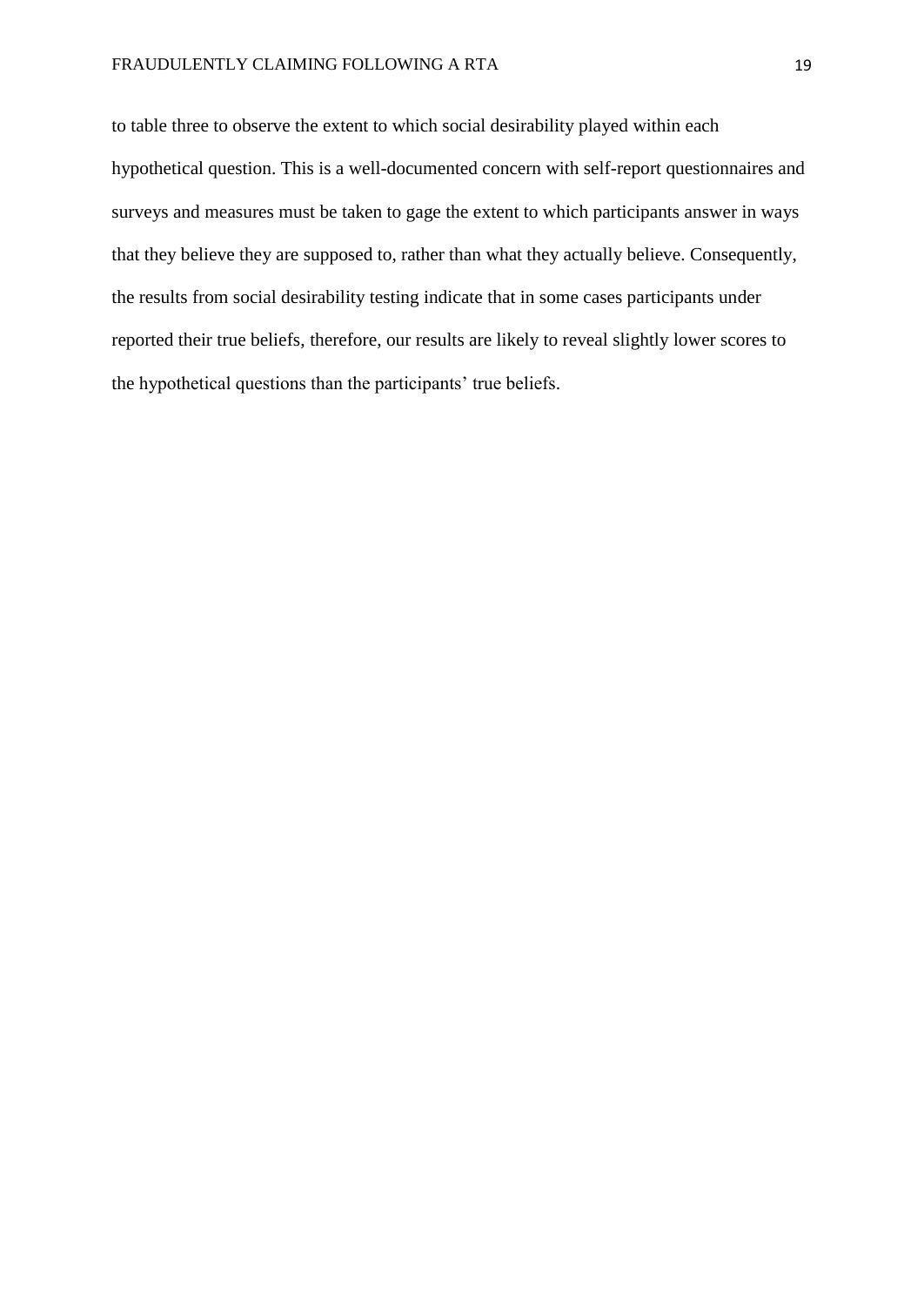to table three to observe the extent to which social desirability played within each hypothetical question. This is a well-documented concern with self-report questionnaires and surveys and measures must be taken to gage the extent to which participants answer in ways that they believe they are supposed to, rather than what they actually believe. Consequently, the results from social desirability testing indicate that in some cases participants under reported their true beliefs, therefore, our results are likely to reveal slightly lower scores to the hypothetical questions than the participants' true beliefs.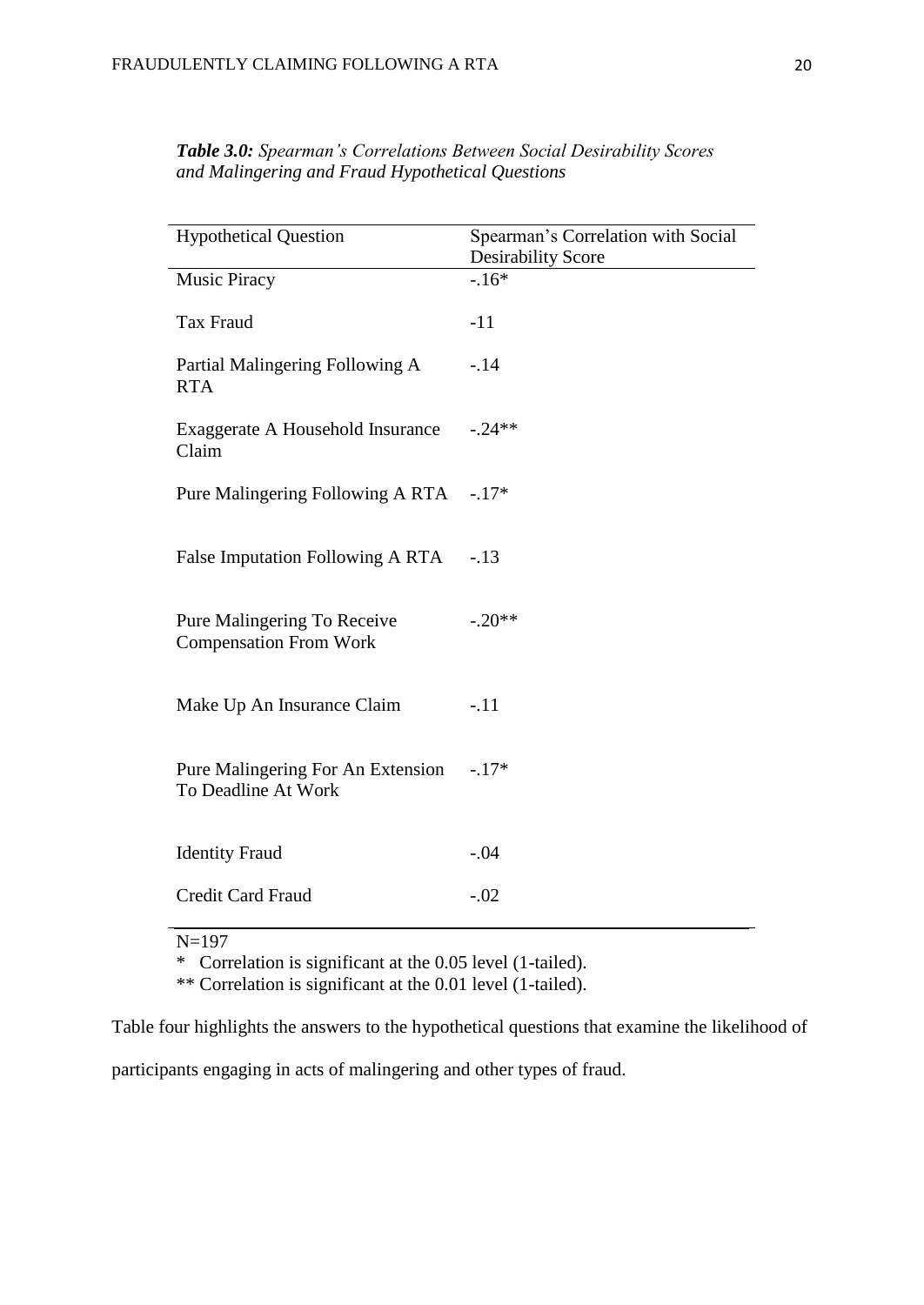***Table 3.0:*** *Spearman's Correlations Between Social Desirability Scores and Malingering and Fraud Hypothetical Questions*

| Hypothetical Question | Spearman's Correlation with Social Desirability Score |
|---|---|
| Music Piracy | -.16* |
| Tax Fraud | -11 |
| Partial Malingering Following A RTA | -.14 |
| Exaggerate A Household Insurance Claim | -.24** |
| Pure Malingering Following A RTA | -.17* |
| False Imputation Following A RTA | -.13 |
| Pure Malingering To Receive Compensation From Work | -.20** |
| Make Up An Insurance Claim | -.11 |
| Pure Malingering For An Extension To Deadline At Work | -.17* |
| Identity Fraud | -.04 |
| Credit Card Fraud | -.02 |

N=197

\* Correlation is significant at the 0.05 level (1-tailed).

** Correlation is significant at the 0.01 level (1-tailed).

Table four highlights the answers to the hypothetical questions that examine the likelihood of participants engaging in acts of malingering and other types of fraud.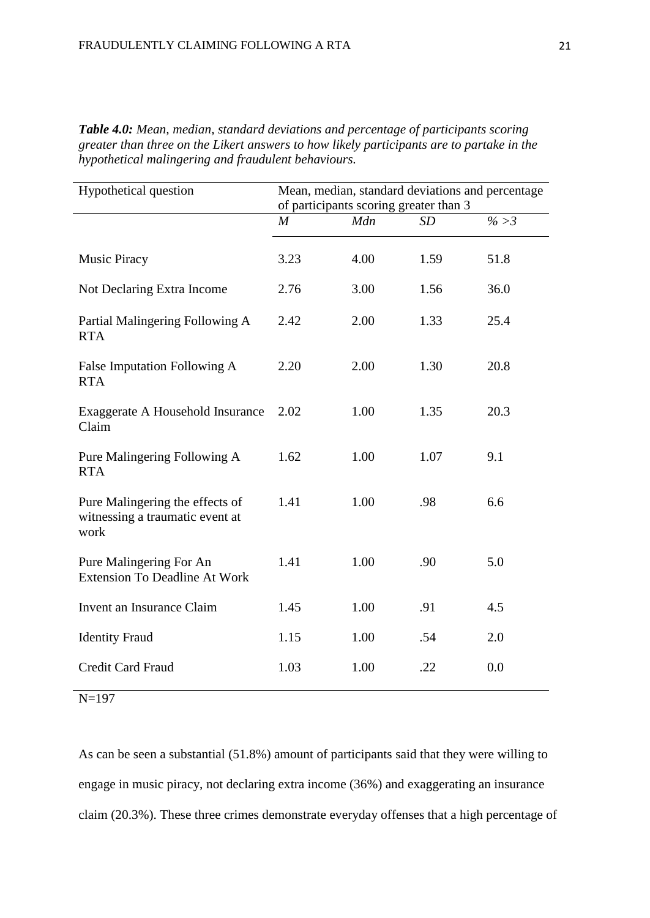***Table 4.0:*** *Mean, median, standard deviations and percentage of participants scoring greater than three on the Likert answers to how likely participants are to partake in the hypothetical malingering and fraudulent behaviours.*

| Hypothetical question | Mean, median, standard deviations and percentage of participants scoring greater than 3 | | | |
|---|---|---|---|---|
| | *M* | *Mdn* | *SD* | *% >3* |
| Music Piracy | 3.23 | 4.00 | 1.59 | 51.8 |
| Not Declaring Extra Income | 2.76 | 3.00 | 1.56 | 36.0 |
| Partial Malingering Following A RTA | 2.42 | 2.00 | 1.33 | 25.4 |
| False Imputation Following A RTA | 2.20 | 2.00 | 1.30 | 20.8 |
| Exaggerate A Household Insurance Claim | 2.02 | 1.00 | 1.35 | 20.3 |
| Pure Malingering Following A RTA | 1.62 | 1.00 | 1.07 | 9.1 |
| Pure Malingering the effects of witnessing a traumatic event at work | 1.41 | 1.00 | .98 | 6.6 |
| Pure Malingering For An Extension To Deadline At Work | 1.41 | 1.00 | .90 | 5.0 |
| Invent an Insurance Claim | 1.45 | 1.00 | .91 | 4.5 |
| Identity Fraud | 1.15 | 1.00 | .54 | 2.0 |
| Credit Card Fraud | 1.03 | 1.00 | .22 | 0.0 |

N=197

As can be seen a substantial (51.8%) amount of participants said that they were willing to engage in music piracy, not declaring extra income (36%) and exaggerating an insurance claim (20.3%). These three crimes demonstrate everyday offenses that a high percentage of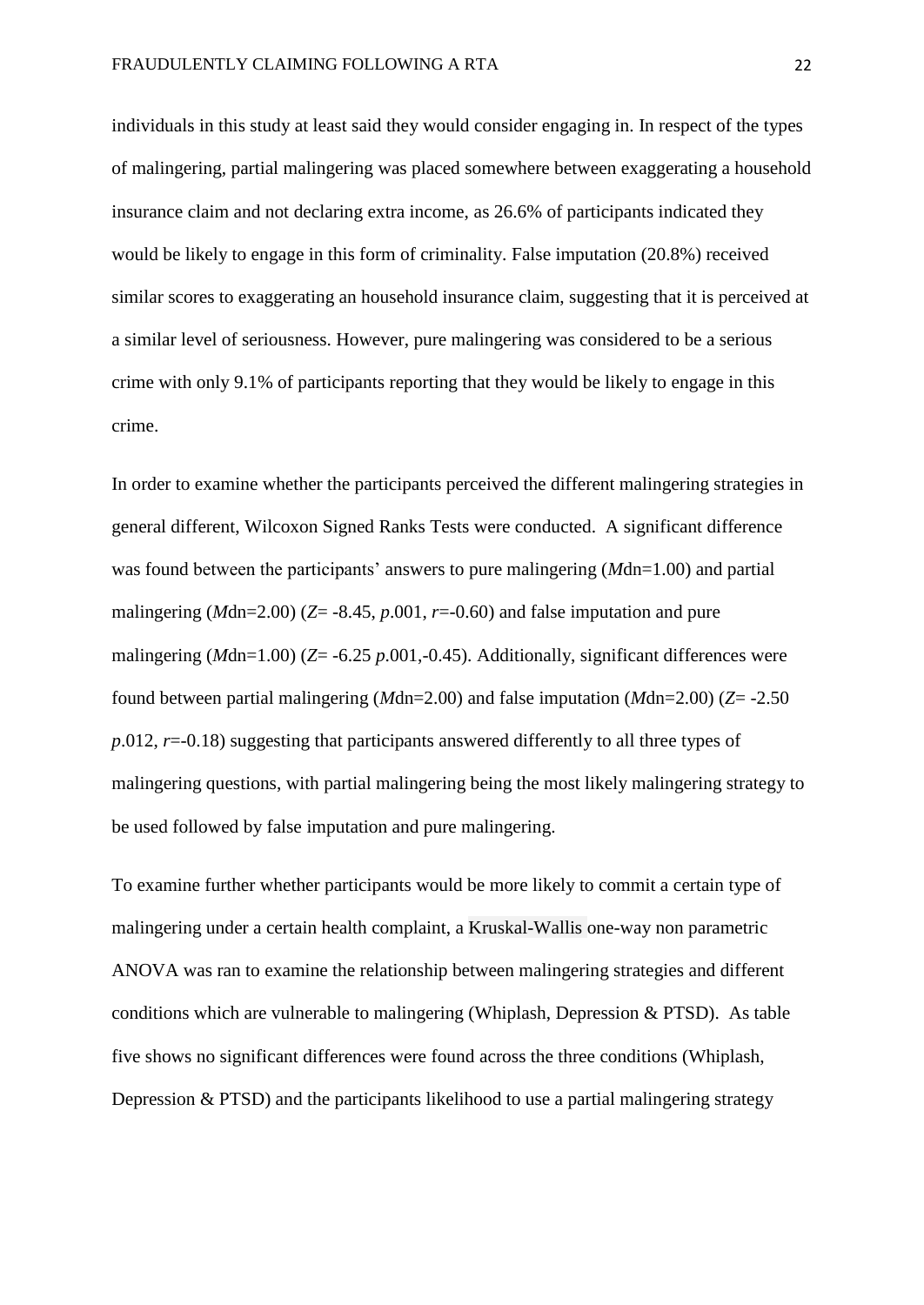individuals in this study at least said they would consider engaging in. In respect of the types of malingering, partial malingering was placed somewhere between exaggerating a household insurance claim and not declaring extra income, as 26.6% of participants indicated they would be likely to engage in this form of criminality. False imputation (20.8%) received similar scores to exaggerating an household insurance claim, suggesting that it is perceived at a similar level of seriousness. However, pure malingering was considered to be a serious crime with only 9.1% of participants reporting that they would be likely to engage in this crime.

In order to examine whether the participants perceived the different malingering strategies in general different, Wilcoxon Signed Ranks Tests were conducted. A significant difference was found between the participants' answers to pure malingering (*M*dn=1.00) and partial malingering (*M*dn=2.00) ($Z$= -8.45, $p$.001, $r$=-0.60) and false imputation and pure malingering (*M*dn=1.00) ($Z$= -6.25 $p$.001,-0.45). Additionally, significant differences were found between partial malingering (*M*dn=2.00) and false imputation (*M*dn=2.00) ($Z$= -2.50 $p$.012, $r$=-0.18) suggesting that participants answered differently to all three types of malingering questions, with partial malingering being the most likely malingering strategy to be used followed by false imputation and pure malingering.

To examine further whether participants would be more likely to commit a certain type of malingering under a certain health complaint, a Kruskal-Wallis one-way non parametric ANOVA was ran to examine the relationship between malingering strategies and different conditions which are vulnerable to malingering (Whiplash, Depression & PTSD). As table five shows no significant differences were found across the three conditions (Whiplash, Depression & PTSD) and the participants likelihood to use a partial malingering strategy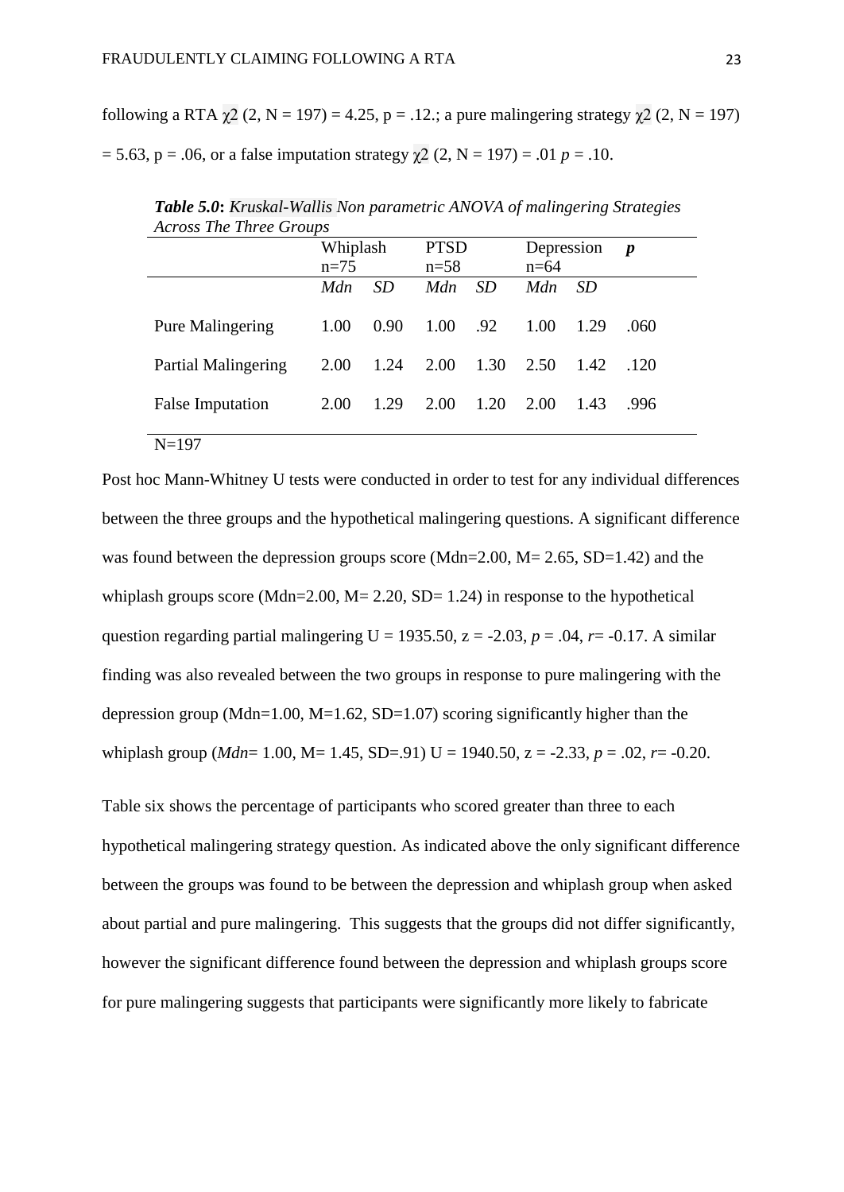following a RTA $\chi2$ (2, N = 197) = 4.25, p = .12.; a pure malingering strategy $\chi2$ (2, N = 197) = 5.63, p = .06, or a false imputation strategy $\chi2$ (2, N = 197) = .01 *p* = .10.

***Table 5.0*:** *Kruskal-Wallis Non parametric ANOVA of malingering Strategies Across The Three Groups*

| | Whiplash n=75 | | PTSD n=58 | | Depression n=64 | | ***p*** |
|---|---|---|---|---|---|---|---|
| | *Mdn* | *SD* | *Mdn* | *SD* | *Mdn* | *SD* | |
| Pure Malingering | 1.00 | 0.90 | 1.00 | .92 | 1.00 | 1.29 | .060 |
| Partial Malingering | 2.00 | 1.24 | 2.00 | 1.30 | 2.50 | 1.42 | .120 |
| False Imputation | 2.00 | 1.29 | 2.00 | 1.20 | 2.00 | 1.43 | .996 |

N=197

Post hoc Mann-Whitney U tests were conducted in order to test for any individual differences between the three groups and the hypothetical malingering questions. A significant difference was found between the depression groups score (Mdn=2.00, M= 2.65, SD=1.42) and the whiplash groups score (Mdn=2.00, M= 2.20, SD= 1.24) in response to the hypothetical question regarding partial malingering U = 1935.50, z = -2.03, *p* = .04, *r*= -0.17. A similar finding was also revealed between the two groups in response to pure malingering with the depression group (Mdn=1.00, M=1.62, SD=1.07) scoring significantly higher than the whiplash group (*Mdn*= 1.00, M= 1.45, SD=.91) U = 1940.50, z = -2.33, *p* = .02, *r*= -0.20.

Table six shows the percentage of participants who scored greater than three to each hypothetical malingering strategy question. As indicated above the only significant difference between the groups was found to be between the depression and whiplash group when asked about partial and pure malingering. This suggests that the groups did not differ significantly, however the significant difference found between the depression and whiplash groups score for pure malingering suggests that participants were significantly more likely to fabricate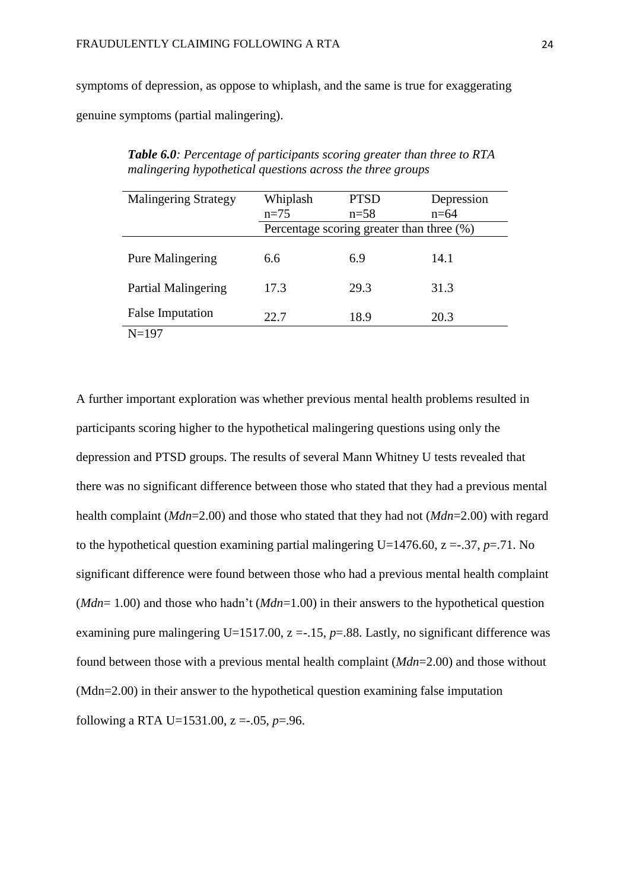symptoms of depression, as oppose to whiplash, and the same is true for exaggerating genuine symptoms (partial malingering).

***Table 6.0****: Percentage of participants scoring greater than three to RTA malingering hypothetical questions across the three groups*

| Malingering Strategy | Whiplash n=75 | PTSD n=58 | Depression n=64 |
|---|---|---|---|
| | Percentage scoring greater than three (%) | | |
| Pure Malingering | 6.6 | 6.9 | 14.1 |
| Partial Malingering | 17.3 | 29.3 | 31.3 |
| False Imputation | 22.7 | 18.9 | 20.3 |

N=197

A further important exploration was whether previous mental health problems resulted in participants scoring higher to the hypothetical malingering questions using only the depression and PTSD groups. The results of several Mann Whitney U tests revealed that there was no significant difference between those who stated that they had a previous mental health complaint (*Mdn*=2.00) and those who stated that they had not (*Mdn*=2.00) with regard to the hypothetical question examining partial malingering $U=1476.60$, $z=-.37$, $p=.71$. No significant difference were found between those who had a previous mental health complaint (*Mdn*= 1.00) and those who hadn't (*Mdn*=1.00) in their answers to the hypothetical question examining pure malingering $U=1517.00$, $z=-.15$, $p=.88$. Lastly, no significant difference was found between those with a previous mental health complaint (*Mdn*=2.00) and those without (Mdn=2.00) in their answer to the hypothetical question examining false imputation following a RTA $U=1531.00$, $z=-.05$, $p=.96$.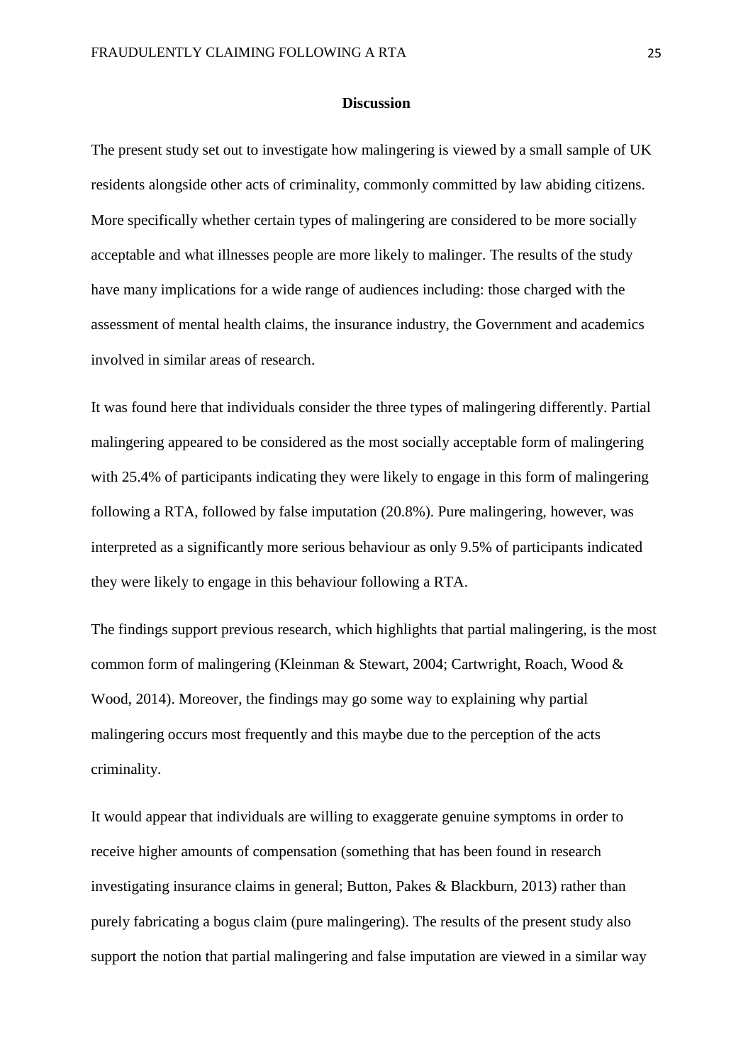## Discussion

The present study set out to investigate how malingering is viewed by a small sample of UK residents alongside other acts of criminality, commonly committed by law abiding citizens. More specifically whether certain types of malingering are considered to be more socially acceptable and what illnesses people are more likely to malinger. The results of the study have many implications for a wide range of audiences including: those charged with the assessment of mental health claims, the insurance industry, the Government and academics involved in similar areas of research.

It was found here that individuals consider the three types of malingering differently. Partial malingering appeared to be considered as the most socially acceptable form of malingering with 25.4% of participants indicating they were likely to engage in this form of malingering following a RTA, followed by false imputation (20.8%). Pure malingering, however, was interpreted as a significantly more serious behaviour as only 9.5% of participants indicated they were likely to engage in this behaviour following a RTA.

The findings support previous research, which highlights that partial malingering, is the most common form of malingering (Kleinman & Stewart, 2004; Cartwright, Roach, Wood & Wood, 2014). Moreover, the findings may go some way to explaining why partial malingering occurs most frequently and this maybe due to the perception of the acts criminality.

It would appear that individuals are willing to exaggerate genuine symptoms in order to receive higher amounts of compensation (something that has been found in research investigating insurance claims in general; Button, Pakes & Blackburn, 2013) rather than purely fabricating a bogus claim (pure malingering). The results of the present study also support the notion that partial malingering and false imputation are viewed in a similar way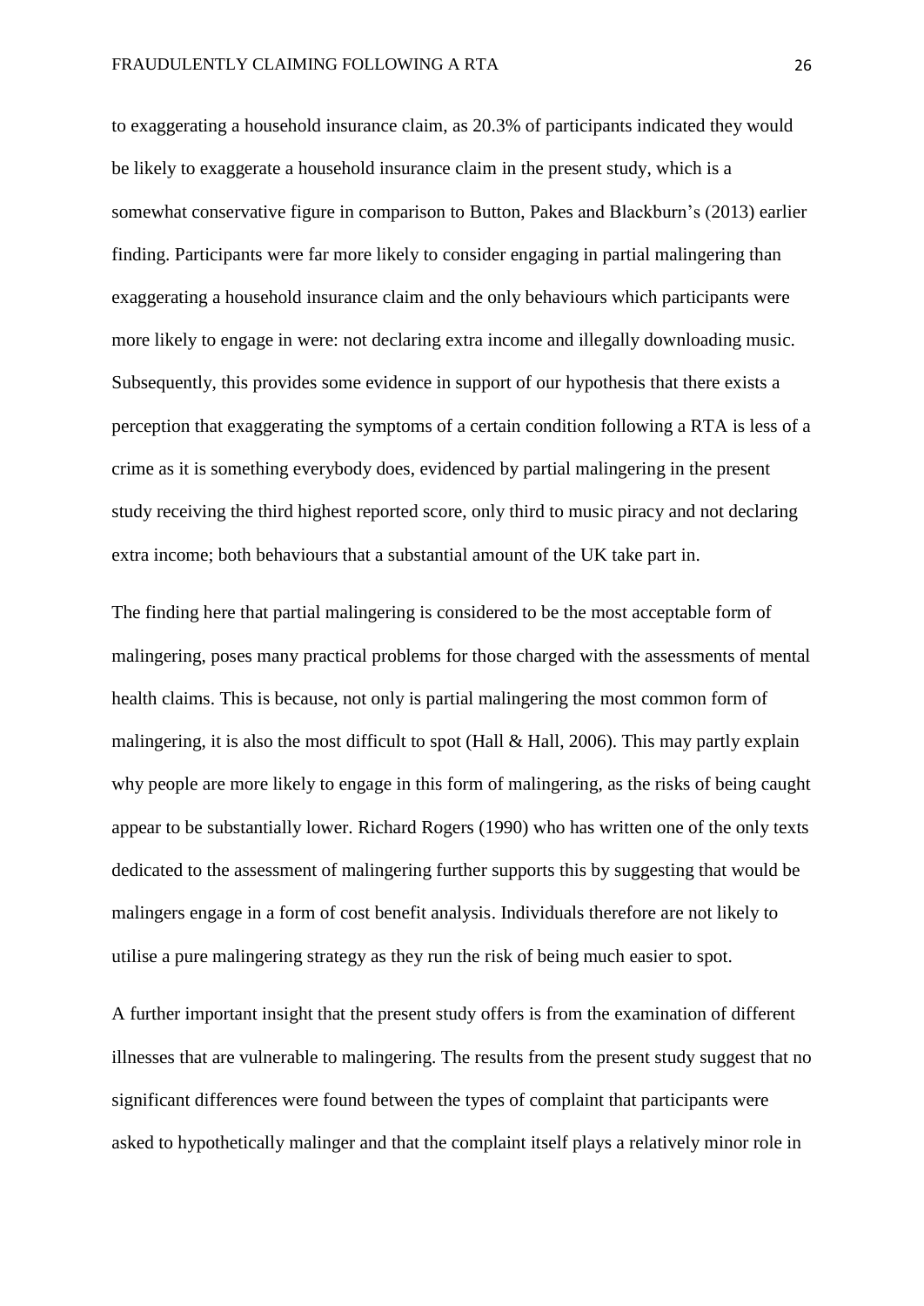to exaggerating a household insurance claim, as 20.3% of participants indicated they would be likely to exaggerate a household insurance claim in the present study, which is a somewhat conservative figure in comparison to Button, Pakes and Blackburn's (2013) earlier finding. Participants were far more likely to consider engaging in partial malingering than exaggerating a household insurance claim and the only behaviours which participants were more likely to engage in were: not declaring extra income and illegally downloading music. Subsequently, this provides some evidence in support of our hypothesis that there exists a perception that exaggerating the symptoms of a certain condition following a RTA is less of a crime as it is something everybody does, evidenced by partial malingering in the present study receiving the third highest reported score, only third to music piracy and not declaring extra income; both behaviours that a substantial amount of the UK take part in.

The finding here that partial malingering is considered to be the most acceptable form of malingering, poses many practical problems for those charged with the assessments of mental health claims. This is because, not only is partial malingering the most common form of malingering, it is also the most difficult to spot (Hall & Hall, 2006). This may partly explain why people are more likely to engage in this form of malingering, as the risks of being caught appear to be substantially lower. Richard Rogers (1990) who has written one of the only texts dedicated to the assessment of malingering further supports this by suggesting that would be malingers engage in a form of cost benefit analysis. Individuals therefore are not likely to utilise a pure malingering strategy as they run the risk of being much easier to spot.

A further important insight that the present study offers is from the examination of different illnesses that are vulnerable to malingering. The results from the present study suggest that no significant differences were found between the types of complaint that participants were asked to hypothetically malinger and that the complaint itself plays a relatively minor role in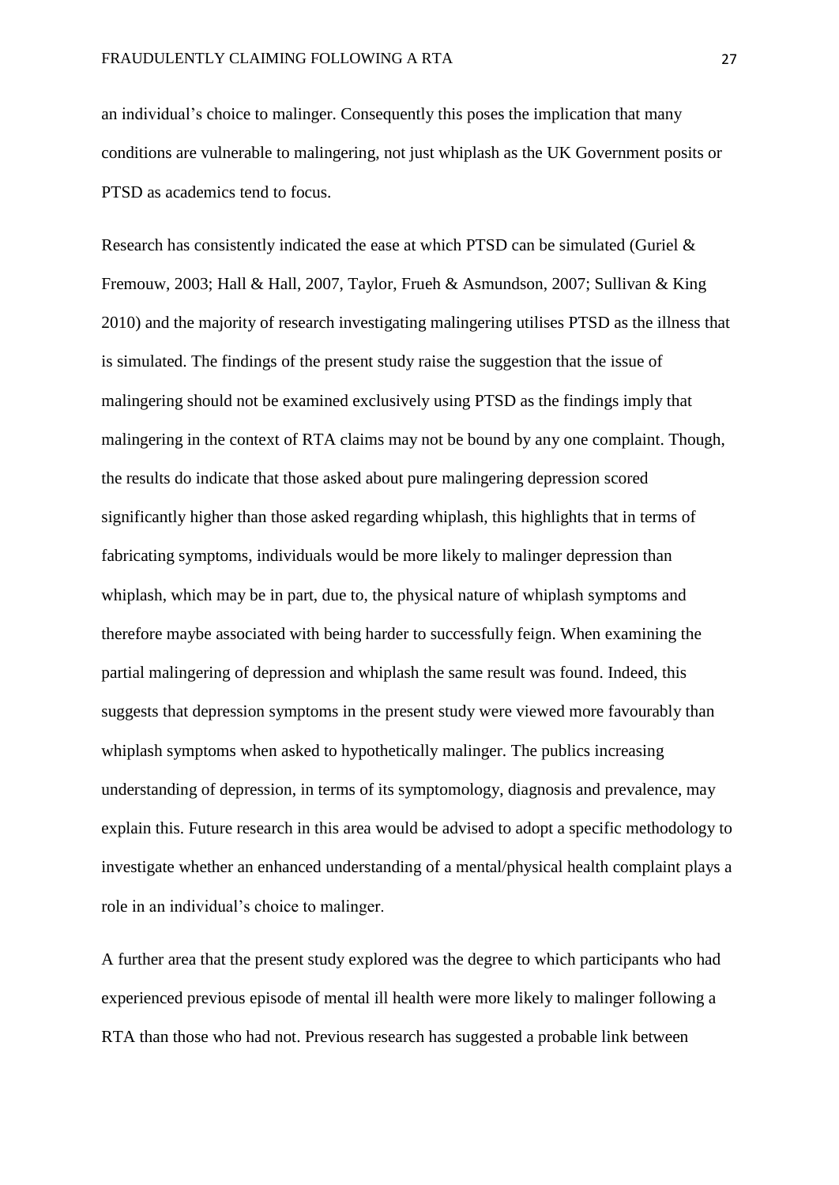an individual's choice to malinger. Consequently this poses the implication that many conditions are vulnerable to malingering, not just whiplash as the UK Government posits or PTSD as academics tend to focus.

Research has consistently indicated the ease at which PTSD can be simulated (Guriel & Fremouw, 2003; Hall & Hall, 2007, Taylor, Frueh & Asmundson, 2007; Sullivan & King 2010) and the majority of research investigating malingering utilises PTSD as the illness that is simulated. The findings of the present study raise the suggestion that the issue of malingering should not be examined exclusively using PTSD as the findings imply that malingering in the context of RTA claims may not be bound by any one complaint. Though, the results do indicate that those asked about pure malingering depression scored significantly higher than those asked regarding whiplash, this highlights that in terms of fabricating symptoms, individuals would be more likely to malinger depression than whiplash, which may be in part, due to, the physical nature of whiplash symptoms and therefore maybe associated with being harder to successfully feign. When examining the partial malingering of depression and whiplash the same result was found. Indeed, this suggests that depression symptoms in the present study were viewed more favourably than whiplash symptoms when asked to hypothetically malinger. The publics increasing understanding of depression, in terms of its symptomology, diagnosis and prevalence, may explain this. Future research in this area would be advised to adopt a specific methodology to investigate whether an enhanced understanding of a mental/physical health complaint plays a role in an individual's choice to malinger.

A further area that the present study explored was the degree to which participants who had experienced previous episode of mental ill health were more likely to malinger following a RTA than those who had not. Previous research has suggested a probable link between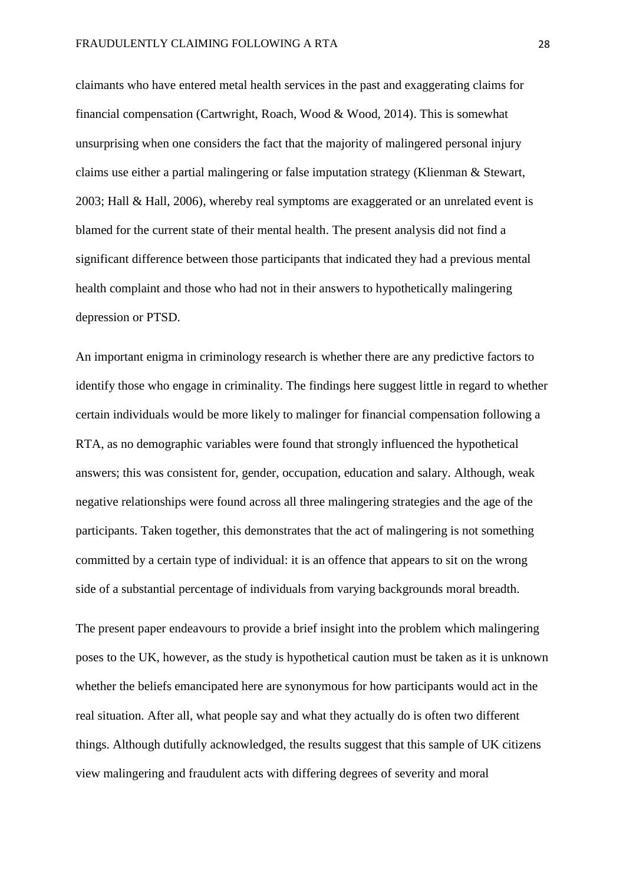claimants who have entered metal health services in the past and exaggerating claims for financial compensation (Cartwright, Roach, Wood & Wood, 2014). This is somewhat unsurprising when one considers the fact that the majority of malingered personal injury claims use either a partial malingering or false imputation strategy (Klienman & Stewart, 2003; Hall & Hall, 2006), whereby real symptoms are exaggerated or an unrelated event is blamed for the current state of their mental health. The present analysis did not find a significant difference between those participants that indicated they had a previous mental health complaint and those who had not in their answers to hypothetically malingering depression or PTSD.

An important enigma in criminology research is whether there are any predictive factors to identify those who engage in criminality. The findings here suggest little in regard to whether certain individuals would be more likely to malinger for financial compensation following a RTA, as no demographic variables were found that strongly influenced the hypothetical answers; this was consistent for, gender, occupation, education and salary. Although, weak negative relationships were found across all three malingering strategies and the age of the participants. Taken together, this demonstrates that the act of malingering is not something committed by a certain type of individual: it is an offence that appears to sit on the wrong side of a substantial percentage of individuals from varying backgrounds moral breadth.

The present paper endeavours to provide a brief insight into the problem which malingering poses to the UK, however, as the study is hypothetical caution must be taken as it is unknown whether the beliefs emancipated here are synonymous for how participants would act in the real situation. After all, what people say and what they actually do is often two different things. Although dutifully acknowledged, the results suggest that this sample of UK citizens view malingering and fraudulent acts with differing degrees of severity and moral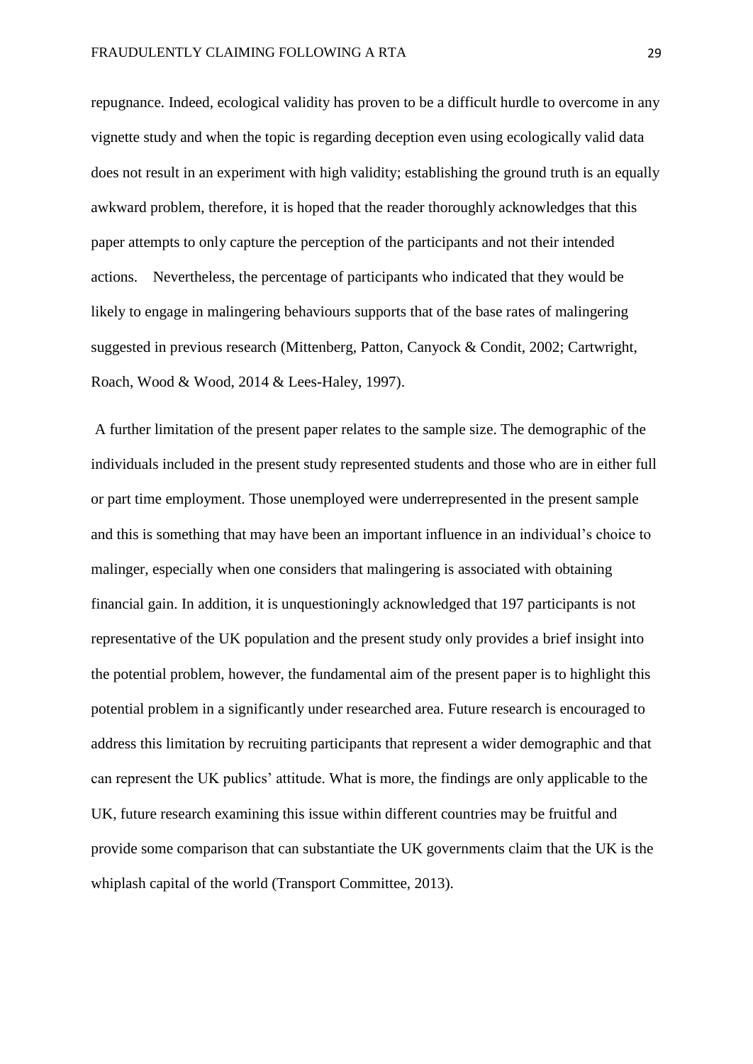repugnance. Indeed, ecological validity has proven to be a difficult hurdle to overcome in any vignette study and when the topic is regarding deception even using ecologically valid data does not result in an experiment with high validity; establishing the ground truth is an equally awkward problem, therefore, it is hoped that the reader thoroughly acknowledges that this paper attempts to only capture the perception of the participants and not their intended actions. Nevertheless, the percentage of participants who indicated that they would be likely to engage in malingering behaviours supports that of the base rates of malingering suggested in previous research (Mittenberg, Patton, Canyock & Condit, 2002; Cartwright, Roach, Wood & Wood, 2014 & Lees-Haley, 1997).

A further limitation of the present paper relates to the sample size. The demographic of the individuals included in the present study represented students and those who are in either full or part time employment. Those unemployed were underrepresented in the present sample and this is something that may have been an important influence in an individual's choice to malinger, especially when one considers that malingering is associated with obtaining financial gain. In addition, it is unquestioningly acknowledged that 197 participants is not representative of the UK population and the present study only provides a brief insight into the potential problem, however, the fundamental aim of the present paper is to highlight this potential problem in a significantly under researched area. Future research is encouraged to address this limitation by recruiting participants that represent a wider demographic and that can represent the UK publics' attitude. What is more, the findings are only applicable to the UK, future research examining this issue within different countries may be fruitful and provide some comparison that can substantiate the UK governments claim that the UK is the whiplash capital of the world (Transport Committee, 2013).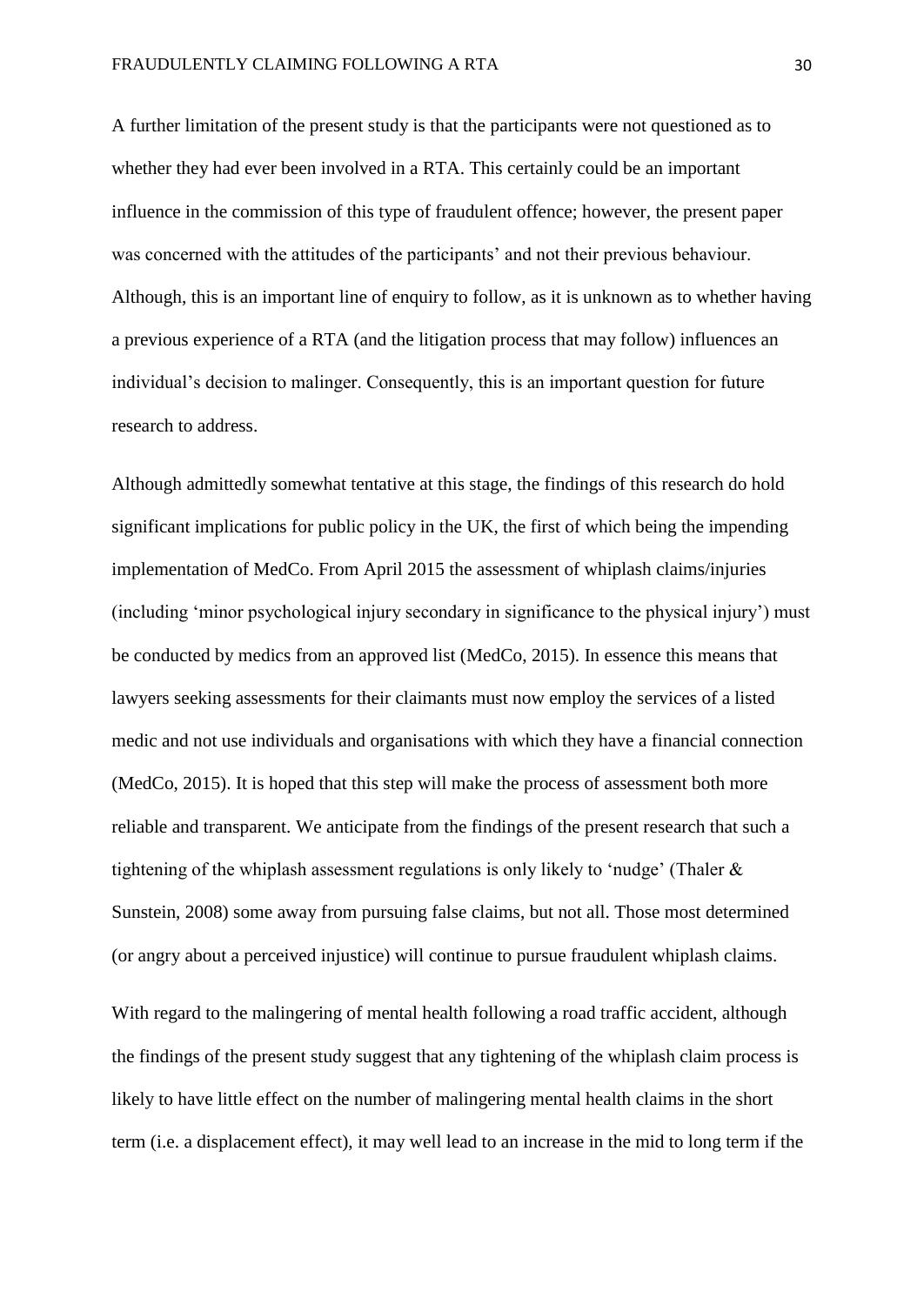A further limitation of the present study is that the participants were not questioned as to whether they had ever been involved in a RTA. This certainly could be an important influence in the commission of this type of fraudulent offence; however, the present paper was concerned with the attitudes of the participants' and not their previous behaviour. Although, this is an important line of enquiry to follow, as it is unknown as to whether having a previous experience of a RTA (and the litigation process that may follow) influences an individual's decision to malinger. Consequently, this is an important question for future research to address.

Although admittedly somewhat tentative at this stage, the findings of this research do hold significant implications for public policy in the UK, the first of which being the impending implementation of MedCo. From April 2015 the assessment of whiplash claims/injuries (including 'minor psychological injury secondary in significance to the physical injury') must be conducted by medics from an approved list (MedCo, 2015). In essence this means that lawyers seeking assessments for their claimants must now employ the services of a listed medic and not use individuals and organisations with which they have a financial connection (MedCo, 2015). It is hoped that this step will make the process of assessment both more reliable and transparent. We anticipate from the findings of the present research that such a tightening of the whiplash assessment regulations is only likely to 'nudge' (Thaler & Sunstein, 2008) some away from pursuing false claims, but not all. Those most determined (or angry about a perceived injustice) will continue to pursue fraudulent whiplash claims.

With regard to the malingering of mental health following a road traffic accident, although the findings of the present study suggest that any tightening of the whiplash claim process is likely to have little effect on the number of malingering mental health claims in the short term (i.e. a displacement effect), it may well lead to an increase in the mid to long term if the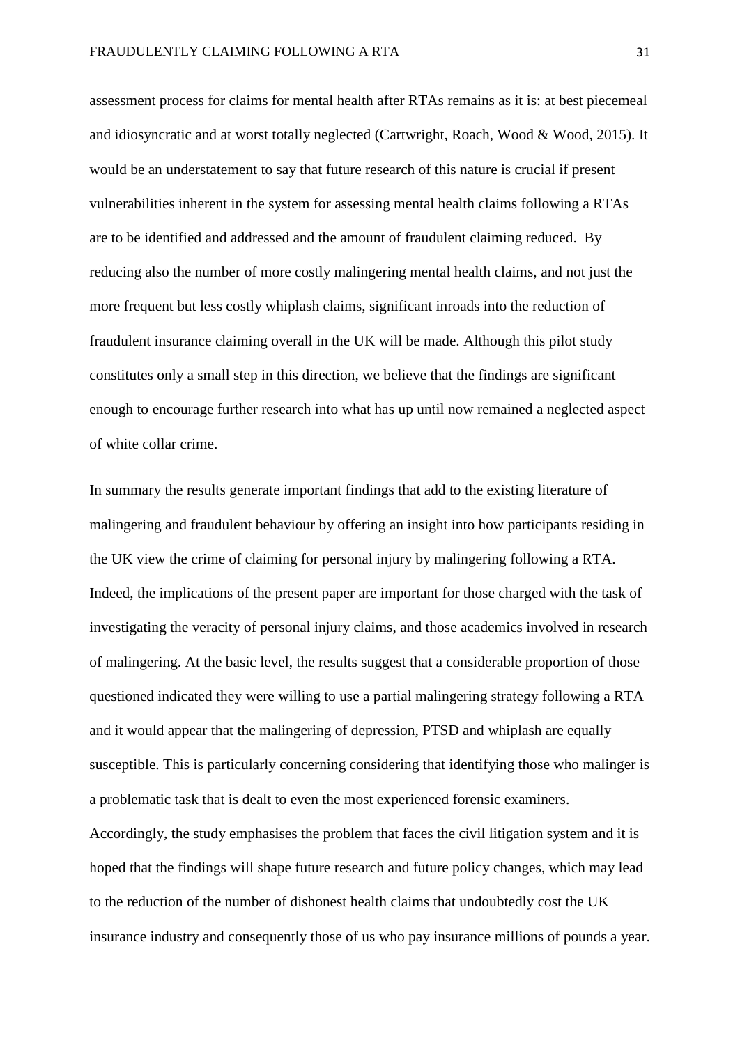assessment process for claims for mental health after RTAs remains as it is: at best piecemeal and idiosyncratic and at worst totally neglected (Cartwright, Roach, Wood & Wood, 2015). It would be an understatement to say that future research of this nature is crucial if present vulnerabilities inherent in the system for assessing mental health claims following a RTAs are to be identified and addressed and the amount of fraudulent claiming reduced. By reducing also the number of more costly malingering mental health claims, and not just the more frequent but less costly whiplash claims, significant inroads into the reduction of fraudulent insurance claiming overall in the UK will be made. Although this pilot study constitutes only a small step in this direction, we believe that the findings are significant enough to encourage further research into what has up until now remained a neglected aspect of white collar crime.

In summary the results generate important findings that add to the existing literature of malingering and fraudulent behaviour by offering an insight into how participants residing in the UK view the crime of claiming for personal injury by malingering following a RTA. Indeed, the implications of the present paper are important for those charged with the task of investigating the veracity of personal injury claims, and those academics involved in research of malingering. At the basic level, the results suggest that a considerable proportion of those questioned indicated they were willing to use a partial malingering strategy following a RTA and it would appear that the malingering of depression, PTSD and whiplash are equally susceptible. This is particularly concerning considering that identifying those who malinger is a problematic task that is dealt to even the most experienced forensic examiners. Accordingly, the study emphasises the problem that faces the civil litigation system and it is hoped that the findings will shape future research and future policy changes, which may lead to the reduction of the number of dishonest health claims that undoubtedly cost the UK insurance industry and consequently those of us who pay insurance millions of pounds a year.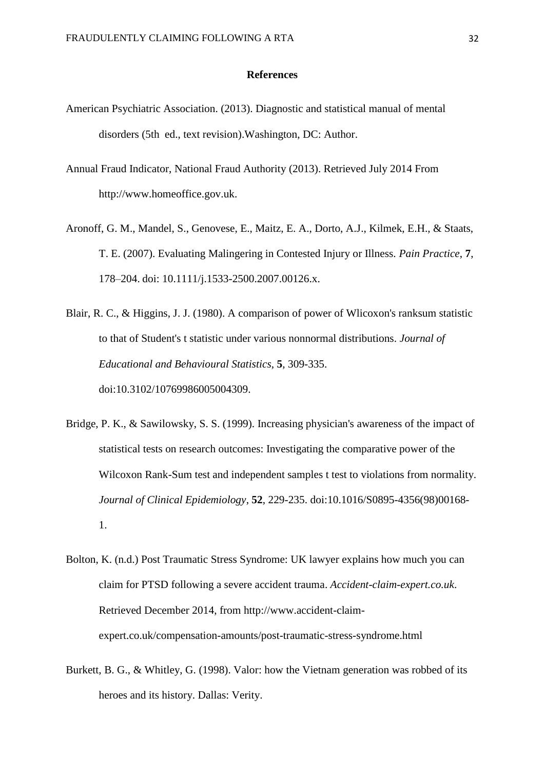## References

American Psychiatric Association. (2013). Diagnostic and statistical manual of mental disorders (5th ed., text revision).Washington, DC: Author.

Annual Fraud Indicator, National Fraud Authority (2013). Retrieved July 2014 From http://www.homeoffice.gov.uk.

Aronoff, G. M., Mandel, S., Genovese, E., Maitz, E. A., Dorto, A.J., Kilmek, E.H., & Staats, T. E. (2007). Evaluating Malingering in Contested Injury or Illness. *Pain Practice*, **7**, 178–204. doi: 10.1111/j.1533-2500.2007.00126.x.

Blair, R. C., & Higgins, J. J. (1980). A comparison of power of Wlicoxon's ranksum statistic to that of Student's t statistic under various nonnormal distributions. *Journal of Educational and Behavioural Statistics*, **5**, 309-335. doi:10.3102/10769986005004309.

Bridge, P. K., & Sawilowsky, S. S. (1999). Increasing physician's awareness of the impact of statistical tests on research outcomes: Investigating the comparative power of the Wilcoxon Rank-Sum test and independent samples t test to violations from normality. *Journal of Clinical Epidemiology*, **52**, 229-235. doi:10.1016/S0895-4356(98)00168-1.

Bolton, K. (n.d.) Post Traumatic Stress Syndrome: UK lawyer explains how much you can claim for PTSD following a severe accident trauma. *Accident-claim-expert.co.uk*. Retrieved December 2014, from http://www.accident-claim-expert.co.uk/compensation-amounts/post-traumatic-stress-syndrome.html

Burkett, B. G., & Whitley, G. (1998). Valor: how the Vietnam generation was robbed of its heroes and its history. Dallas: Verity.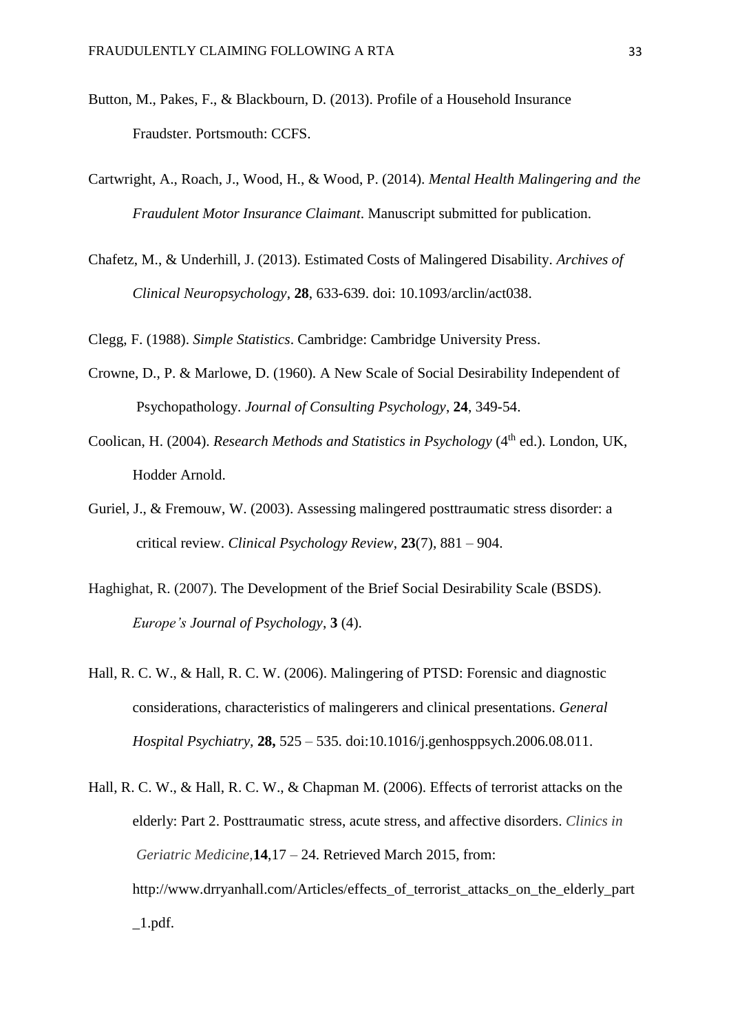Button, M., Pakes, F., & Blackbourn, D. (2013). Profile of a Household Insurance Fraudster. Portsmouth: CCFS.

Cartwright, A., Roach, J., Wood, H., & Wood, P. (2014). *Mental Health Malingering and the Fraudulent Motor Insurance Claimant*. Manuscript submitted for publication.

Chafetz, M., & Underhill, J. (2013). Estimated Costs of Malingered Disability. *Archives of Clinical Neuropsychology*, **28**, 633-639. doi: 10.1093/arclin/act038.

Clegg, F. (1988). *Simple Statistics*. Cambridge: Cambridge University Press.

Crowne, D., P. & Marlowe, D. (1960). A New Scale of Social Desirability Independent of Psychopathology. *Journal of Consulting Psychology*, **24**, 349-54.

Coolican, H. (2004). *Research Methods and Statistics in Psychology* (4th ed.). London, UK, Hodder Arnold.

Guriel, J., & Fremouw, W. (2003). Assessing malingered posttraumatic stress disorder: a critical review. *Clinical Psychology Review*, **23**(7), 881 – 904.

Haghighat, R. (2007). The Development of the Brief Social Desirability Scale (BSDS). *Europe's Journal of Psychology*, **3** (4).

Hall, R. C. W., & Hall, R. C. W. (2006). Malingering of PTSD: Forensic and diagnostic considerations, characteristics of malingerers and clinical presentations. *General Hospital Psychiatry*, **28,** 525 – 535. doi:10.1016/j.genhosppsych.2006.08.011.

Hall, R. C. W., & Hall, R. C. W., & Chapman M. (2006). Effects of terrorist attacks on the elderly: Part 2. Posttraumatic stress, acute stress, and affective disorders. *Clinics in Geriatric Medicine*,**14**,17 – 24. Retrieved March 2015, from: http://www.drryanhall.com/Articles/effects_of_terrorist_attacks_on_the_elderly_part_1.pdf.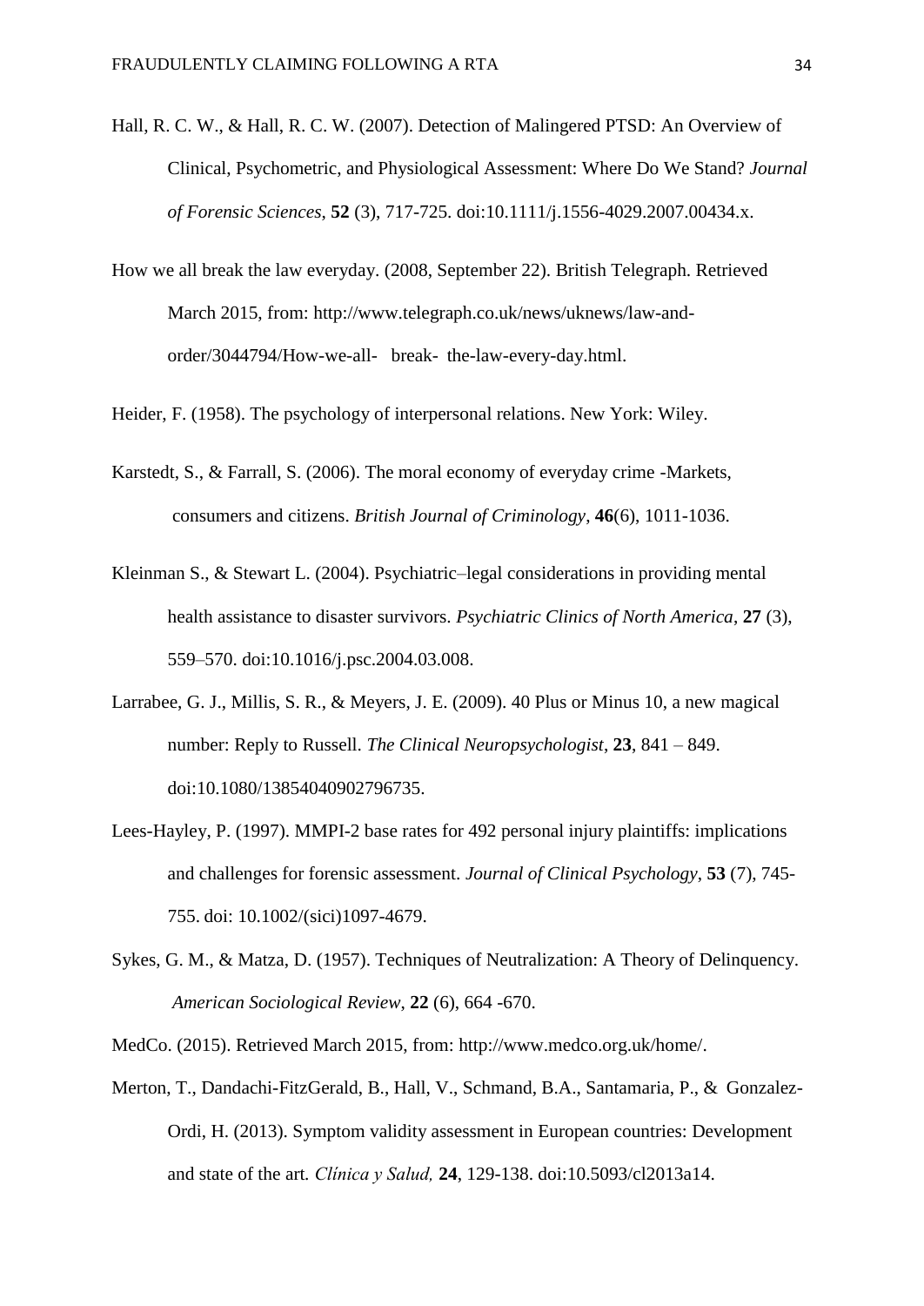Hall, R. C. W., & Hall, R. C. W. (2007). Detection of Malingered PTSD: An Overview of Clinical, Psychometric, and Physiological Assessment: Where Do We Stand? *Journal of Forensic Sciences*, **52** (3), 717-725. doi:10.1111/j.1556-4029.2007.00434.x.

How we all break the law everyday. (2008, September 22). British Telegraph. Retrieved March 2015, from: http://www.telegraph.co.uk/news/uknews/law-and-order/3044794/How-we-all- break- the-law-every-day.html.

Heider, F. (1958). The psychology of interpersonal relations. New York: Wiley.

Karstedt, S., & Farrall, S. (2006). The moral economy of everyday crime -Markets, consumers and citizens. *British Journal of Criminology*, **46**(6), 1011-1036.

Kleinman S., & Stewart L. (2004). Psychiatric–legal considerations in providing mental health assistance to disaster survivors. *Psychiatric Clinics of North America*, **27** (3), 559–570. doi:10.1016/j.psc.2004.03.008.

Larrabee, G. J., Millis, S. R., & Meyers, J. E. (2009). 40 Plus or Minus 10, a new magical number: Reply to Russell. *The Clinical Neuropsychologist*, **23**, 841 – 849. doi:10.1080/13854040902796735.

Lees-Hayley, P. (1997). MMPI-2 base rates for 492 personal injury plaintiffs: implications and challenges for forensic assessment. *Journal of Clinical Psychology*, **53** (7), 745-755. doi: 10.1002/(sici)1097-4679.

Sykes, G. M., & Matza, D. (1957). Techniques of Neutralization: A Theory of Delinquency. *American Sociological Review*, **22** (6), 664 -670.

MedCo. (2015). Retrieved March 2015, from: http://www.medco.org.uk/home/.

Merton, T., Dandachi-FitzGerald, B., Hall, V., Schmand, B.A., Santamaria, P., & Gonzalez-Ordi, H. (2013). Symptom validity assessment in European countries: Development and state of the art. *Clínica y Salud,* **24**, 129-138. doi:10.5093/cl2013a14.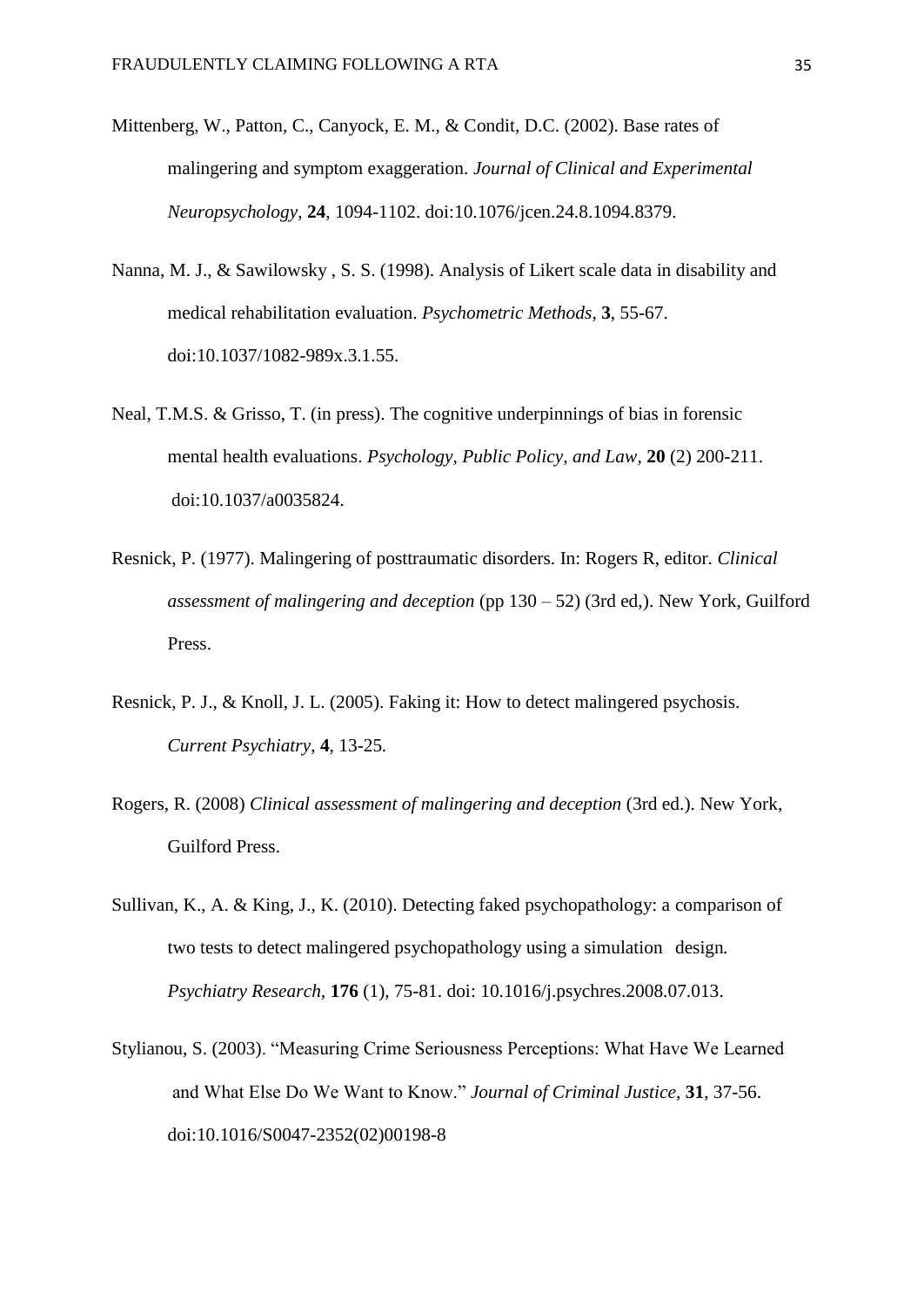Mittenberg, W., Patton, C., Canyock, E. M., & Condit, D.C. (2002). Base rates of malingering and symptom exaggeration. *Journal of Clinical and Experimental Neuropsychology*, **24**, 1094-1102. doi:10.1076/jcen.24.8.1094.8379.

Nanna, M. J., & Sawilowsky , S. S. (1998). Analysis of Likert scale data in disability and medical rehabilitation evaluation. *Psychometric Methods*, **3**, 55-67. doi:10.1037/1082-989x.3.1.55.

Neal, T.M.S. & Grisso, T. (in press). The cognitive underpinnings of bias in forensic mental health evaluations. *Psychology, Public Policy, and Law,* **20** (2) 200-211. doi:10.1037/a0035824.

Resnick, P. (1977). Malingering of posttraumatic disorders. In: Rogers R, editor. *Clinical assessment of malingering and deception* (pp 130 – 52) (3rd ed,). New York, Guilford Press.

Resnick, P. J., & Knoll, J. L. (2005). Faking it: How to detect malingered psychosis. *Current Psychiatry*, **4**, 13-25.

Rogers, R. (2008) *Clinical assessment of malingering and deception* (3rd ed.). New York, Guilford Press.

Sullivan, K., A. & King, J., K. (2010). Detecting faked psychopathology: a comparison of two tests to detect malingered psychopathology using a simulation design. *Psychiatry Research,* **176** (1), 75-81. doi: 10.1016/j.psychres.2008.07.013.

Stylianou, S. (2003). "Measuring Crime Seriousness Perceptions: What Have We Learned and What Else Do We Want to Know." *Journal of Criminal Justice*, **31**, 37-56. doi:10.1016/S0047-2352(02)00198-8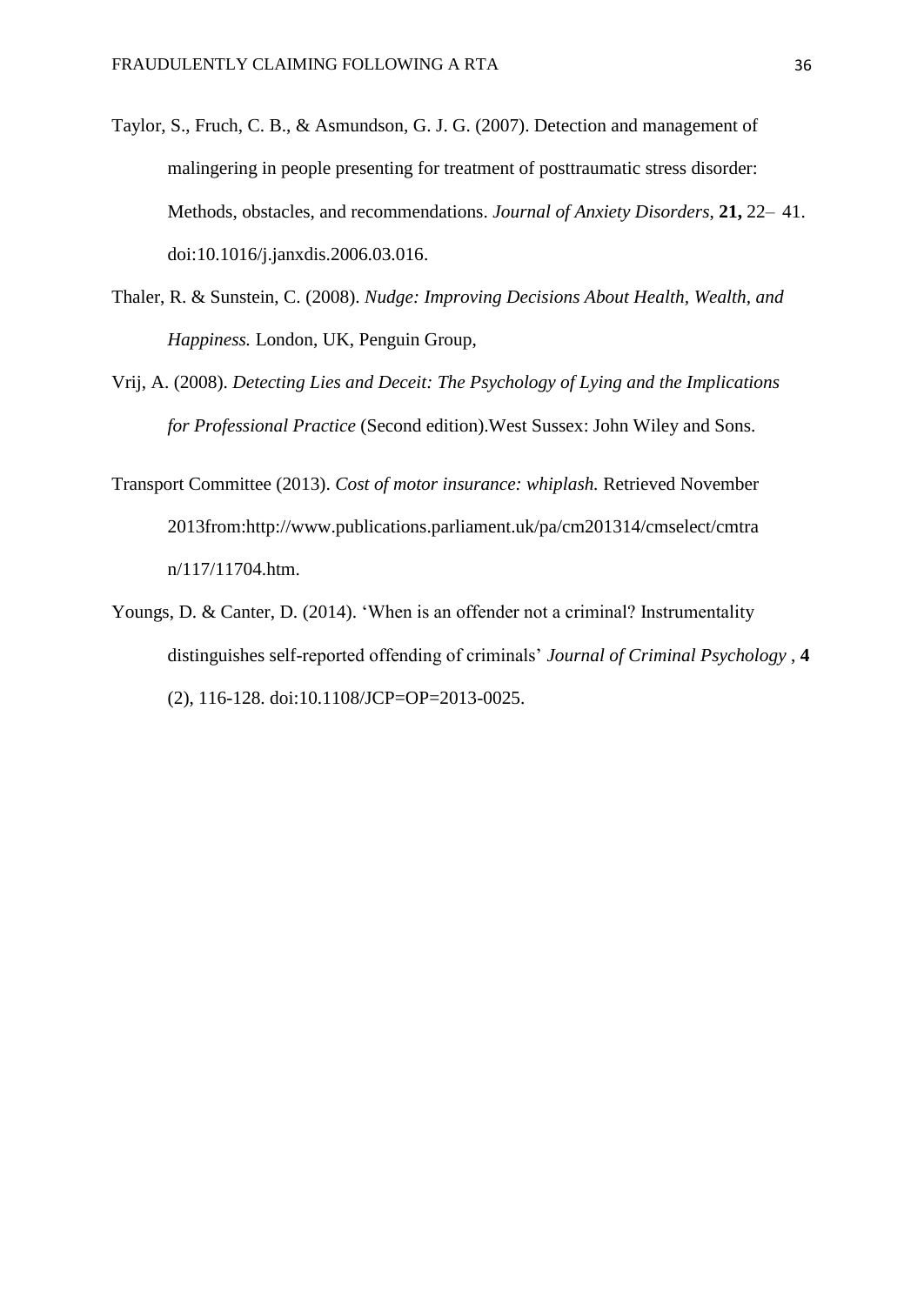Taylor, S., Fruch, C. B., & Asmundson, G. J. G. (2007). Detection and management of malingering in people presenting for treatment of posttraumatic stress disorder: Methods, obstacles, and recommendations. *Journal of Anxiety Disorders*, **21,** 22– 41. doi:10.1016/j.janxdis.2006.03.016.

Thaler, R. & Sunstein, C. (2008). *Nudge: Improving Decisions About Health, Wealth, and Happiness.* London, UK, Penguin Group,

Vrij, A. (2008). *Detecting Lies and Deceit: The Psychology of Lying and the Implications for Professional Practice* (Second edition).West Sussex: John Wiley and Sons.

Transport Committee (2013). *Cost of motor insurance: whiplash.* Retrieved November 2013from:http://www.publications.parliament.uk/pa/cm201314/cmselect/cmtran/117/11704.htm.

Youngs, D. & Canter, D. (2014). 'When is an offender not a criminal? Instrumentality distinguishes self-reported offending of criminals' *Journal of Criminal Psychology* , **4** (2), 116-128. doi:10.1108/JCP=OP=2013-0025.